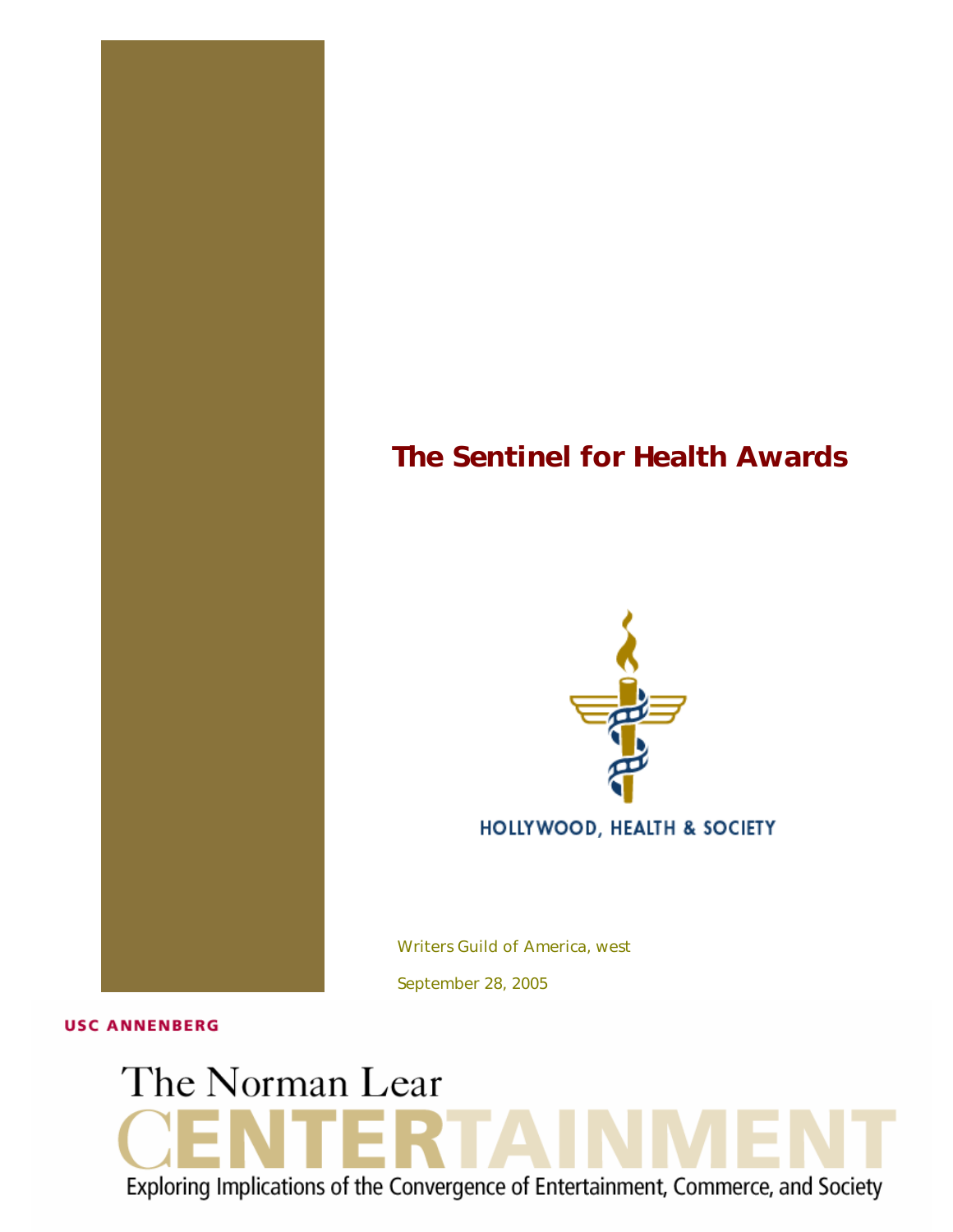# The Sentinel for Health Awards

HOLLYWOOD, HEALTH & SOCIETY

Writers Guild of America, west

September 28, 2005

USC ANNENBERG

The Norman Lear

CENTERTAINMENT

Exploring Implications of the Convergence of Entertainment, Commerce, and Society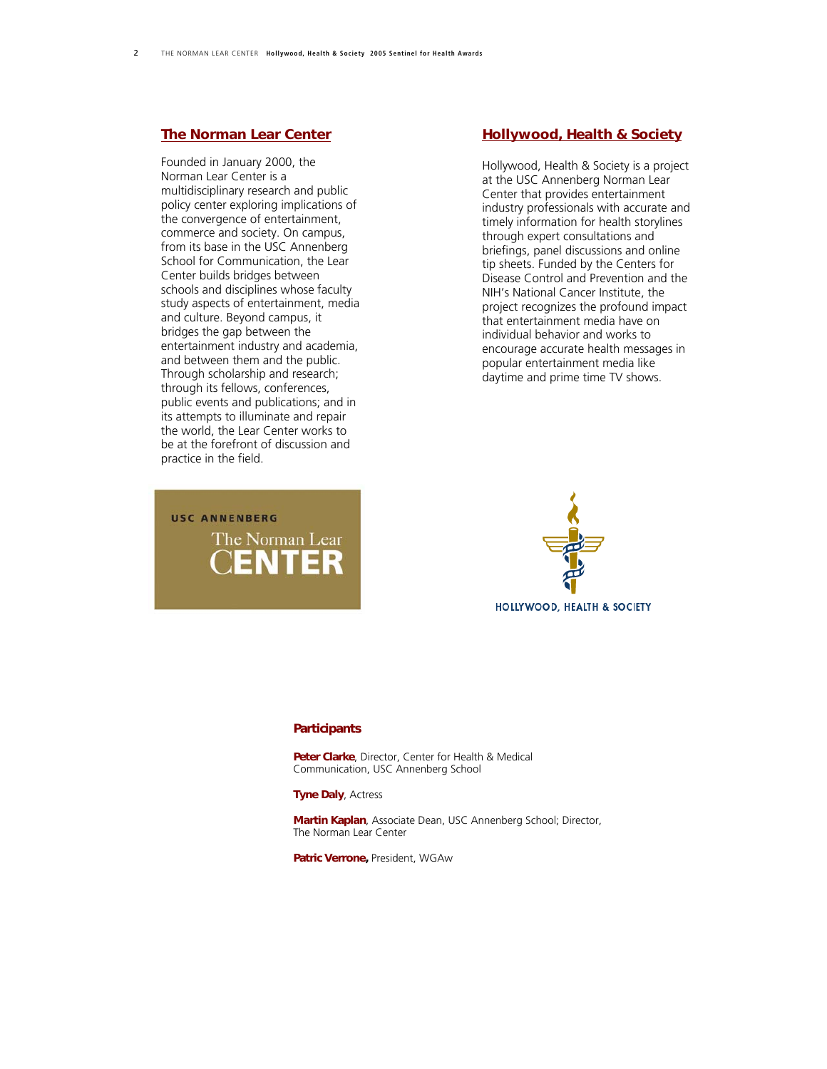## The Norman Lear Center

Founded in January 2000, the Norman Lear Center is a multidisciplinary research and public policy center exploring implications of the convergence of entertainment, commerce and society. On campus, from its base in the USC Annenberg School for Communication, the Lear Center builds bridges between schools and disciplines whose faculty study aspects of entertainment, media and culture. Beyond campus, it bridges the gap between the entertainment industry and academia, and between them and the public. Through scholarship and research; through its fellows, conferences, public events and publications; and in its attempts to illuminate and repair the world, the Lear Center works to be at the forefront of discussion and practice in the field.

## Hollywood, Health & Society

Hollywood, Health & Society is a project at the USC Annenberg Norman Lear Center that provides entertainment industry professionals with accurate and timely information for health storylines through expert consultations and briefings, panel discussions and online tip sheets. Funded by the Centers for Disease Control and Prevention and the NIH's National Cancer Institute, the project recognizes the profound impact that entertainment media have on individual behavior and works to encourage accurate health messages in popular entertainment media like daytime and prime time TV shows.

USC ANNENBERG
The Norman Lear
CENTER

HOLLYWOOD, HEALTH & SOCIETY

### Participants

**Peter Clarke**, Director, Center for Health & Medical Communication, USC Annenberg School

**Tyne Daly**, Actress

**Martin Kaplan**, Associate Dean, USC Annenberg School; Director, The Norman Lear Center

**Patric Verrone,** President, WGAw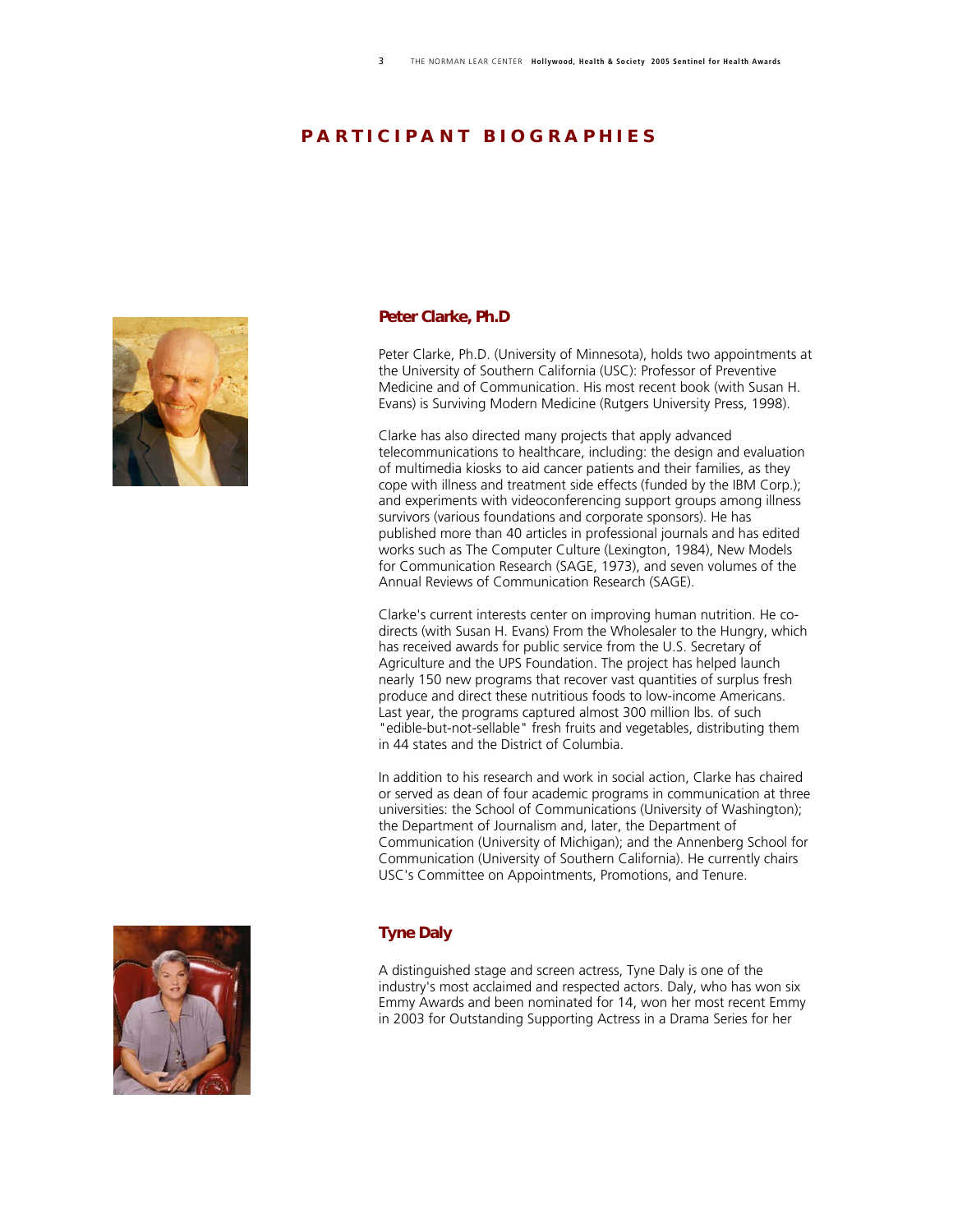# PARTICIPANT BIOGRAPHIES

## Peter Clarke, Ph.D

Peter Clarke, Ph.D. (University of Minnesota), holds two appointments at the University of Southern California (USC): Professor of Preventive Medicine and of Communication. His most recent book (with Susan H. Evans) is Surviving Modern Medicine (Rutgers University Press, 1998).

Clarke has also directed many projects that apply advanced telecommunications to healthcare, including: the design and evaluation of multimedia kiosks to aid cancer patients and their families, as they cope with illness and treatment side effects (funded by the IBM Corp.); and experiments with videoconferencing support groups among illness survivors (various foundations and corporate sponsors). He has published more than 40 articles in professional journals and has edited works such as The Computer Culture (Lexington, 1984), New Models for Communication Research (SAGE, 1973), and seven volumes of the Annual Reviews of Communication Research (SAGE).

Clarke's current interests center on improving human nutrition. He co-directs (with Susan H. Evans) From the Wholesaler to the Hungry, which has received awards for public service from the U.S. Secretary of Agriculture and the UPS Foundation. The project has helped launch nearly 150 new programs that recover vast quantities of surplus fresh produce and direct these nutritious foods to low-income Americans. Last year, the programs captured almost 300 million lbs. of such "edible-but-not-sellable" fresh fruits and vegetables, distributing them in 44 states and the District of Columbia.

In addition to his research and work in social action, Clarke has chaired or served as dean of four academic programs in communication at three universities: the School of Communications (University of Washington); the Department of Journalism and, later, the Department of Communication (University of Michigan); and the Annenberg School for Communication (University of Southern California). He currently chairs USC's Committee on Appointments, Promotions, and Tenure.

## Tyne Daly

A distinguished stage and screen actress, Tyne Daly is one of the industry's most acclaimed and respected actors. Daly, who has won six Emmy Awards and been nominated for 14, won her most recent Emmy in 2003 for Outstanding Supporting Actress in a Drama Series for her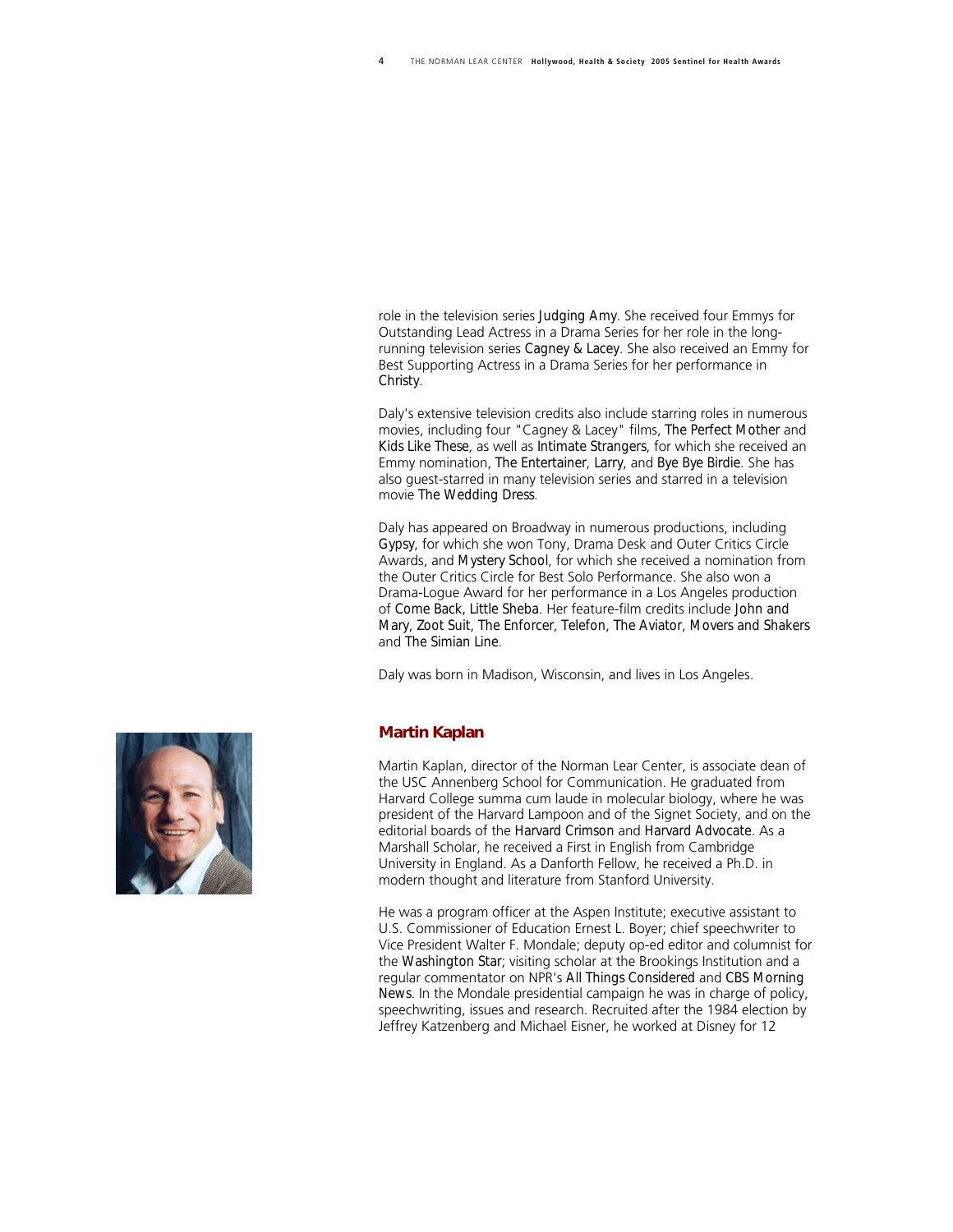role in the television series *Judging Amy*. She received four Emmys for Outstanding Lead Actress in a Drama Series for her role in the long-running television series *Cagney & Lacey*. She also received an Emmy for Best Supporting Actress in a Drama Series for her performance in *Christy*.

Daly's extensive television credits also include starring roles in numerous movies, including four "Cagney & Lacey" films, *The Perfect Mother* and *Kids Like These*, as well as *Intimate Strangers*, for which she received an Emmy nomination, *The Entertainer*, *Larry*, and *Bye Bye Birdie*. She has also guest-starred in many television series and starred in a television movie *The Wedding Dress*.

Daly has appeared on Broadway in numerous productions, including *Gypsy*, for which she won Tony, Drama Desk and Outer Critics Circle Awards, and *Mystery School*, for which she received a nomination from the Outer Critics Circle for Best Solo Performance. She also won a Drama-Logue Award for her performance in a Los Angeles production of *Come Back, Little Sheba*. Her feature-film credits include *John and Mary*, *Zoot Suit*, *The Enforcer*, *Telefon*, *The Aviator*, *Movers and Shakers* and *The Simian Line*.

Daly was born in Madison, Wisconsin, and lives in Los Angeles.

## Martin Kaplan

Martin Kaplan, director of the Norman Lear Center, is associate dean of the USC Annenberg School for Communication. He graduated from Harvard College summa cum laude in molecular biology, where he was president of the Harvard Lampoon and of the Signet Society, and on the editorial boards of the *Harvard Crimson* and *Harvard Advocate*. As a Marshall Scholar, he received a First in English from Cambridge University in England. As a Danforth Fellow, he received a Ph.D. in modern thought and literature from Stanford University.

He was a program officer at the Aspen Institute; executive assistant to U.S. Commissioner of Education Ernest L. Boyer; chief speechwriter to Vice President Walter F. Mondale; deputy op-ed editor and columnist for the *Washington Star*; visiting scholar at the Brookings Institution and a regular commentator on NPR's *All Things Considered* and *CBS Morning News*. In the Mondale presidential campaign he was in charge of policy, speechwriting, issues and research. Recruited after the 1984 election by Jeffrey Katzenberg and Michael Eisner, he worked at Disney for 12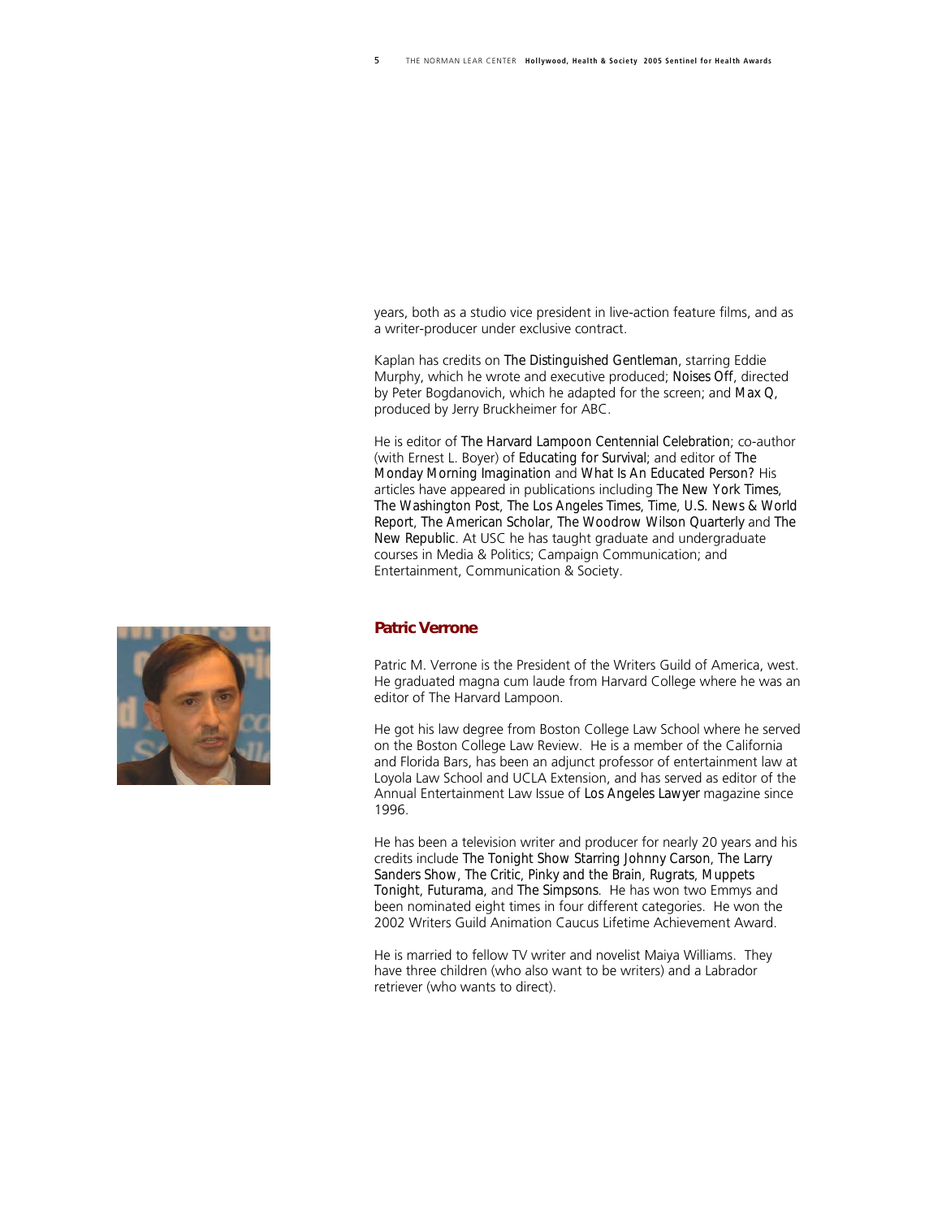years, both as a studio vice president in live-action feature films, and as a writer-producer under exclusive contract.

Kaplan has credits on *The Distinguished Gentleman*, starring Eddie Murphy, which he wrote and executive produced; *Noises Off*, directed by Peter Bogdanovich, which he adapted for the screen; and *Max Q*, produced by Jerry Bruckheimer for ABC.

He is editor of *The Harvard Lampoon Centennial Celebration*; co-author (with Ernest L. Boyer) of *Educating for Survival*; and editor of *The Monday Morning Imagination* and *What Is An Educated Person?* His articles have appeared in publications including *The New York Times*, *The Washington Post*, *The Los Angeles Times*, *Time*, *U.S. News & World Report*, *The American Scholar*, *The Woodrow Wilson Quarterly* and *The New Republic*. At USC he has taught graduate and undergraduate courses in Media & Politics; Campaign Communication; and Entertainment, Communication & Society.

## Patric Verrone

Patric M. Verrone is the President of the Writers Guild of America, west. He graduated magna cum laude from Harvard College where he was an editor of The Harvard Lampoon.

He got his law degree from Boston College Law School where he served on the Boston College Law Review. He is a member of the California and Florida Bars, has been an adjunct professor of entertainment law at Loyola Law School and UCLA Extension, and has served as editor of the Annual Entertainment Law Issue of *Los Angeles Lawyer* magazine since 1996.

He has been a television writer and producer for nearly 20 years and his credits include *The Tonight Show Starring Johnny Carson*, *The Larry Sanders Show*, *The Critic*, *Pinky and the Brain*, *Rugrats*, *Muppets Tonight*, *Futurama*, and *The Simpsons*. He has won two Emmys and been nominated eight times in four different categories. He won the 2002 Writers Guild Animation Caucus Lifetime Achievement Award.

He is married to fellow TV writer and novelist Maiya Williams. They have three children (who also want to be writers) and a Labrador retriever (who wants to direct).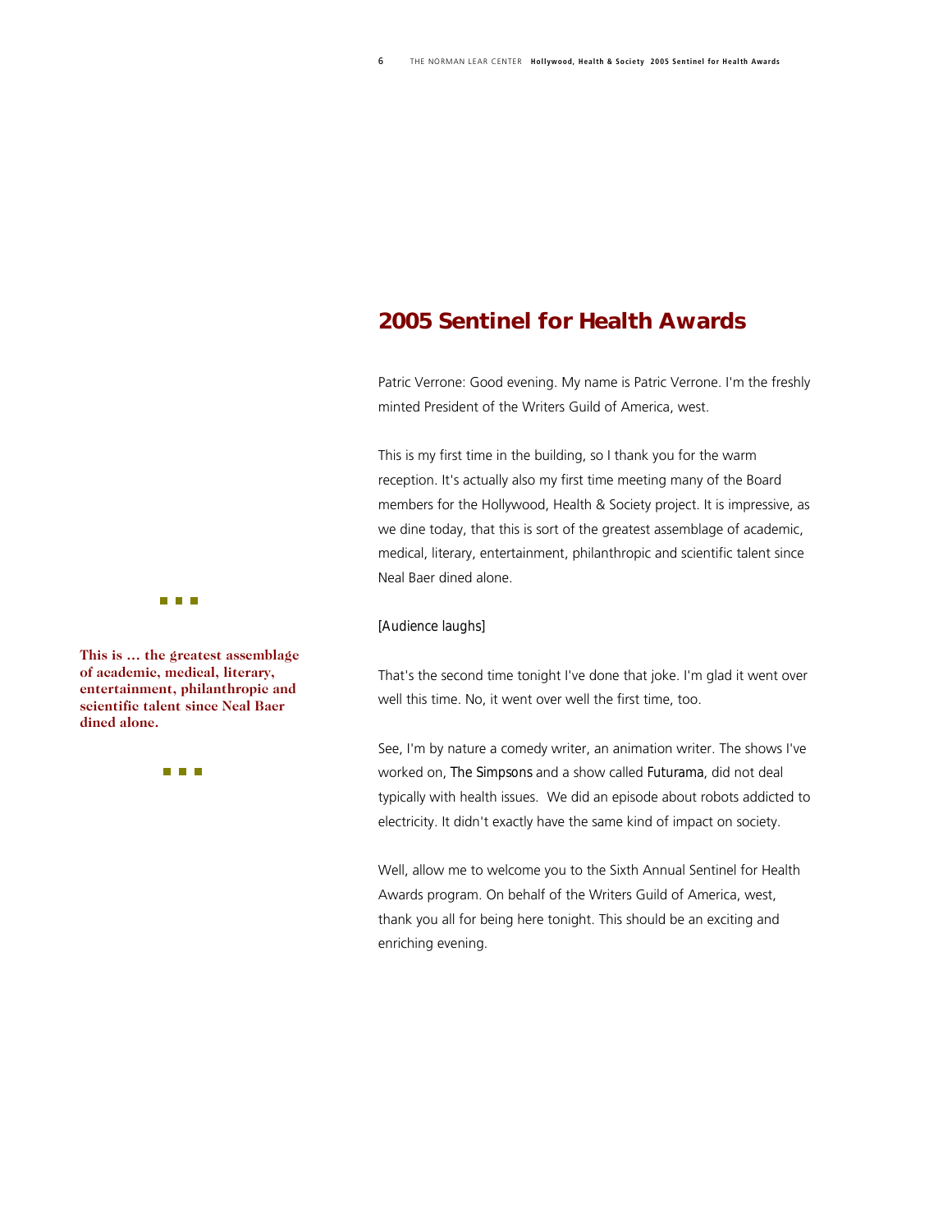## 2005 Sentinel for Health Awards

Patric Verrone: Good evening. My name is Patric Verrone. I'm the freshly minted President of the Writers Guild of America, west.

This is my first time in the building, so I thank you for the warm reception. It's actually also my first time meeting many of the Board members for the Hollywood, Health & Society project. It is impressive, as we dine today, that this is sort of the greatest assemblage of academic, medical, literary, entertainment, philanthropic and scientific talent since Neal Baer dined alone.

**This is … the greatest assemblage of academic, medical, literary, entertainment, philanthropic and scientific talent since Neal Baer dined alone.**

[Audience laughs]

That's the second time tonight I've done that joke. I'm glad it went over well this time. No, it went over well the first time, too.

See, I'm by nature a comedy writer, an animation writer. The shows I've worked on, *The Simpsons* and a show called *Futurama*, did not deal typically with health issues. We did an episode about robots addicted to electricity. It didn't exactly have the same kind of impact on society.

Well, allow me to welcome you to the Sixth Annual Sentinel for Health Awards program. On behalf of the Writers Guild of America, west, thank you all for being here tonight. This should be an exciting and enriching evening.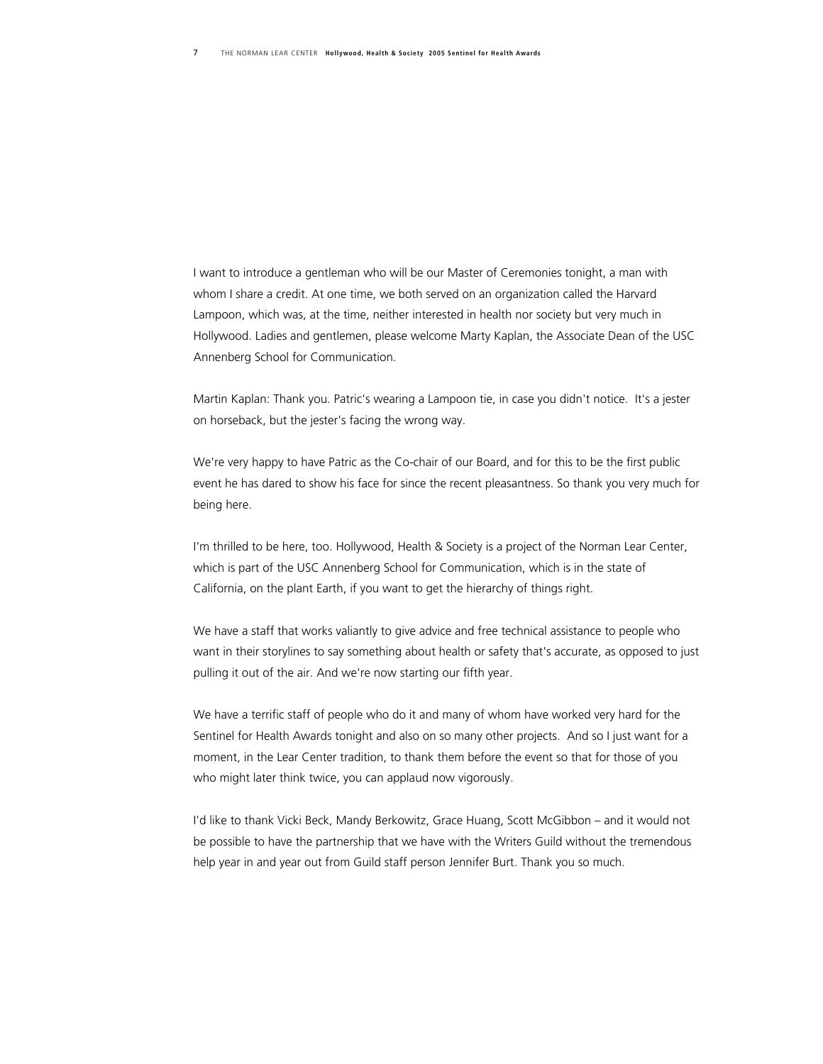I want to introduce a gentleman who will be our Master of Ceremonies tonight, a man with whom I share a credit. At one time, we both served on an organization called the Harvard Lampoon, which was, at the time, neither interested in health nor society but very much in Hollywood. Ladies and gentlemen, please welcome Marty Kaplan, the Associate Dean of the USC Annenberg School for Communication.

Martin Kaplan: Thank you. Patric's wearing a Lampoon tie, in case you didn't notice. It's a jester on horseback, but the jester's facing the wrong way.

We're very happy to have Patric as the Co-chair of our Board, and for this to be the first public event he has dared to show his face for since the recent pleasantness. So thank you very much for being here.

I'm thrilled to be here, too. Hollywood, Health & Society is a project of the Norman Lear Center, which is part of the USC Annenberg School for Communication, which is in the state of California, on the plant Earth, if you want to get the hierarchy of things right.

We have a staff that works valiantly to give advice and free technical assistance to people who want in their storylines to say something about health or safety that's accurate, as opposed to just pulling it out of the air. And we're now starting our fifth year.

We have a terrific staff of people who do it and many of whom have worked very hard for the Sentinel for Health Awards tonight and also on so many other projects. And so I just want for a moment, in the Lear Center tradition, to thank them before the event so that for those of you who might later think twice, you can applaud now vigorously.

I'd like to thank Vicki Beck, Mandy Berkowitz, Grace Huang, Scott McGibbon – and it would not be possible to have the partnership that we have with the Writers Guild without the tremendous help year in and year out from Guild staff person Jennifer Burt. Thank you so much.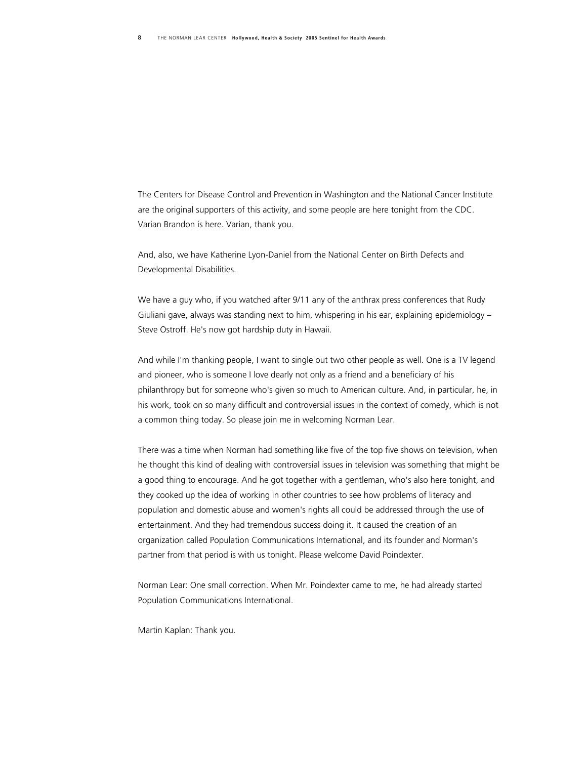The Centers for Disease Control and Prevention in Washington and the National Cancer Institute are the original supporters of this activity, and some people are here tonight from the CDC. Varian Brandon is here. Varian, thank you.

And, also, we have Katherine Lyon-Daniel from the National Center on Birth Defects and Developmental Disabilities.

We have a guy who, if you watched after 9/11 any of the anthrax press conferences that Rudy Giuliani gave, always was standing next to him, whispering in his ear, explaining epidemiology – Steve Ostroff. He's now got hardship duty in Hawaii.

And while I'm thanking people, I want to single out two other people as well. One is a TV legend and pioneer, who is someone I love dearly not only as a friend and a beneficiary of his philanthropy but for someone who's given so much to American culture. And, in particular, he, in his work, took on so many difficult and controversial issues in the context of comedy, which is not a common thing today. So please join me in welcoming Norman Lear.

There was a time when Norman had something like five of the top five shows on television, when he thought this kind of dealing with controversial issues in television was something that might be a good thing to encourage. And he got together with a gentleman, who's also here tonight, and they cooked up the idea of working in other countries to see how problems of literacy and population and domestic abuse and women's rights all could be addressed through the use of entertainment. And they had tremendous success doing it. It caused the creation of an organization called Population Communications International, and its founder and Norman's partner from that period is with us tonight. Please welcome David Poindexter.

Norman Lear: One small correction. When Mr. Poindexter came to me, he had already started Population Communications International.

Martin Kaplan: Thank you.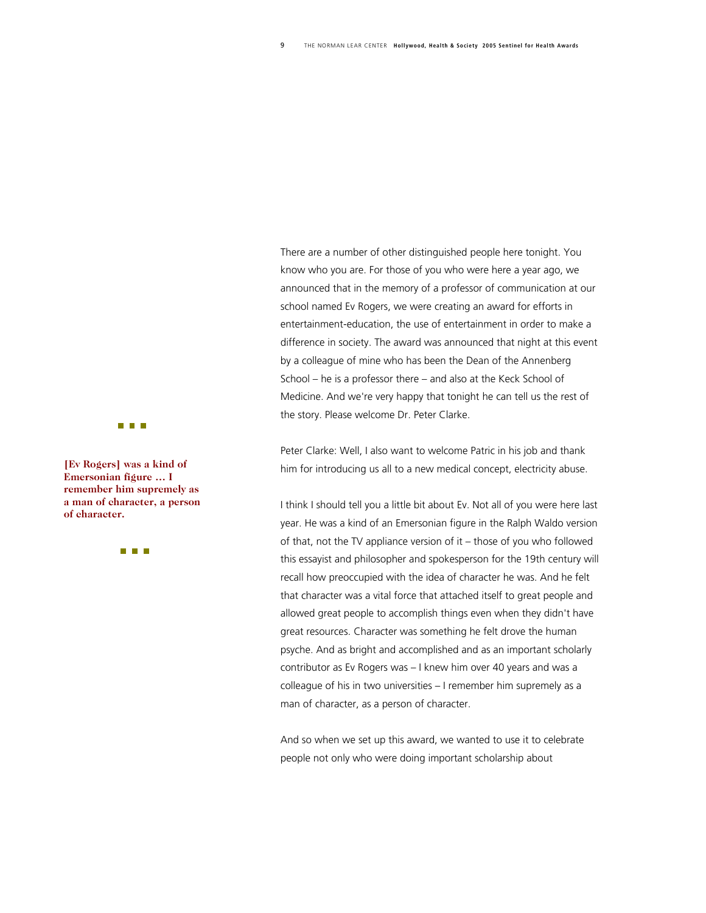There are a number of other distinguished people here tonight. You know who you are. For those of you who were here a year ago, we announced that in the memory of a professor of communication at our school named Ev Rogers, we were creating an award for efforts in entertainment-education, the use of entertainment in order to make a difference in society. The award was announced that night at this event by a colleague of mine who has been the Dean of the Annenberg School – he is a professor there – and also at the Keck School of Medicine. And we're very happy that tonight he can tell us the rest of the story. Please welcome Dr. Peter Clarke.

Peter Clarke: Well, I also want to welcome Patric in his job and thank him for introducing us all to a new medical concept, electricity abuse.

**[Ev Rogers] was a kind of Emersonian figure … I remember him supremely as a man of character, a person of character.**

I think I should tell you a little bit about Ev. Not all of you were here last year. He was a kind of an Emersonian figure in the Ralph Waldo version of that, not the TV appliance version of it – those of you who followed this essayist and philosopher and spokesperson for the 19th century will recall how preoccupied with the idea of character he was. And he felt that character was a vital force that attached itself to great people and allowed great people to accomplish things even when they didn't have great resources. Character was something he felt drove the human psyche. And as bright and accomplished and as an important scholarly contributor as Ev Rogers was – I knew him over 40 years and was a colleague of his in two universities – I remember him supremely as a man of character, as a person of character.

And so when we set up this award, we wanted to use it to celebrate people not only who were doing important scholarship about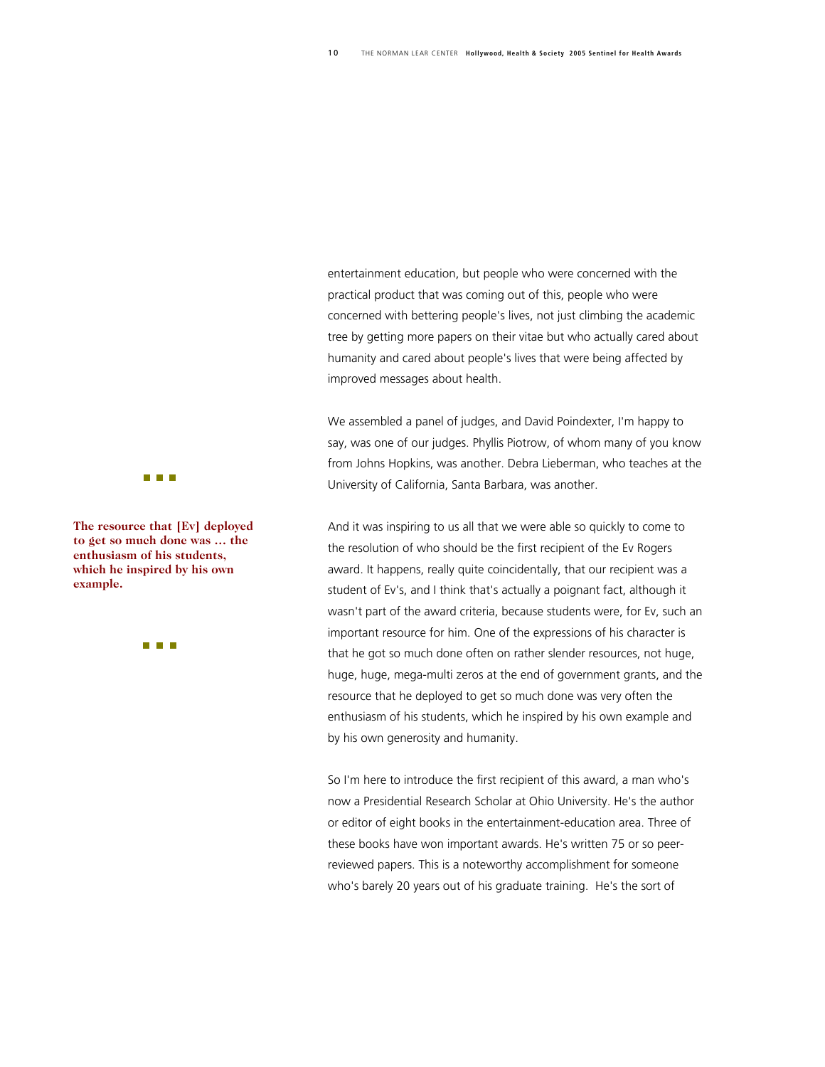entertainment education, but people who were concerned with the practical product that was coming out of this, people who were concerned with bettering people's lives, not just climbing the academic tree by getting more papers on their vitae but who actually cared about humanity and cared about people's lives that were being affected by improved messages about health.

We assembled a panel of judges, and David Poindexter, I'm happy to say, was one of our judges. Phyllis Piotrow, of whom many of you know from Johns Hopkins, was another. Debra Lieberman, who teaches at the University of California, Santa Barbara, was another.

**The resource that [Ev] deployed to get so much done was ... the enthusiasm of his students, which he inspired by his own example.**

And it was inspiring to us all that we were able so quickly to come to the resolution of who should be the first recipient of the Ev Rogers award. It happens, really quite coincidentally, that our recipient was a student of Ev's, and I think that's actually a poignant fact, although it wasn't part of the award criteria, because students were, for Ev, such an important resource for him. One of the expressions of his character is that he got so much done often on rather slender resources, not huge, huge, huge, mega-multi zeros at the end of government grants, and the resource that he deployed to get so much done was very often the enthusiasm of his students, which he inspired by his own example and by his own generosity and humanity.

So I'm here to introduce the first recipient of this award, a man who's now a Presidential Research Scholar at Ohio University. He's the author or editor of eight books in the entertainment-education area. Three of these books have won important awards. He's written 75 or so peer-reviewed papers. This is a noteworthy accomplishment for someone who's barely 20 years out of his graduate training. He's the sort of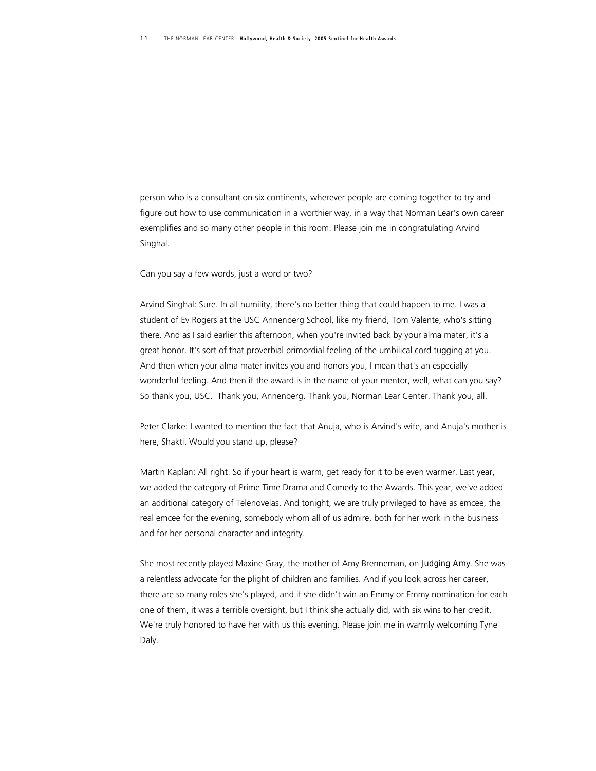person who is a consultant on six continents, wherever people are coming together to try and figure out how to use communication in a worthier way, in a way that Norman Lear's own career exemplifies and so many other people in this room. Please join me in congratulating Arvind Singhal.

Can you say a few words, just a word or two?

Arvind Singhal: Sure. In all humility, there's no better thing that could happen to me. I was a student of Ev Rogers at the USC Annenberg School, like my friend, Tom Valente, who's sitting there. And as I said earlier this afternoon, when you're invited back by your alma mater, it's a great honor. It's sort of that proverbial primordial feeling of the umbilical cord tugging at you. And then when your alma mater invites you and honors you, I mean that's an especially wonderful feeling. And then if the award is in the name of your mentor, well, what can you say? So thank you, USC. Thank you, Annenberg. Thank you, Norman Lear Center. Thank you, all.

Peter Clarke: I wanted to mention the fact that Anuja, who is Arvind's wife, and Anuja's mother is here, Shakti. Would you stand up, please?

Martin Kaplan: All right. So if your heart is warm, get ready for it to be even warmer. Last year, we added the category of Prime Time Drama and Comedy to the Awards. This year, we've added an additional category of Telenovelas. And tonight, we are truly privileged to have as emcee, the real emcee for the evening, somebody whom all of us admire, both for her work in the business and for her personal character and integrity.

She most recently played Maxine Gray, the mother of Amy Brenneman, on *Judging Amy*. She was a relentless advocate for the plight of children and families. And if you look across her career, there are so many roles she's played, and if she didn't win an Emmy or Emmy nomination for each one of them, it was a terrible oversight, but I think she actually did, with six wins to her credit. We're truly honored to have her with us this evening. Please join me in warmly welcoming Tyne Daly.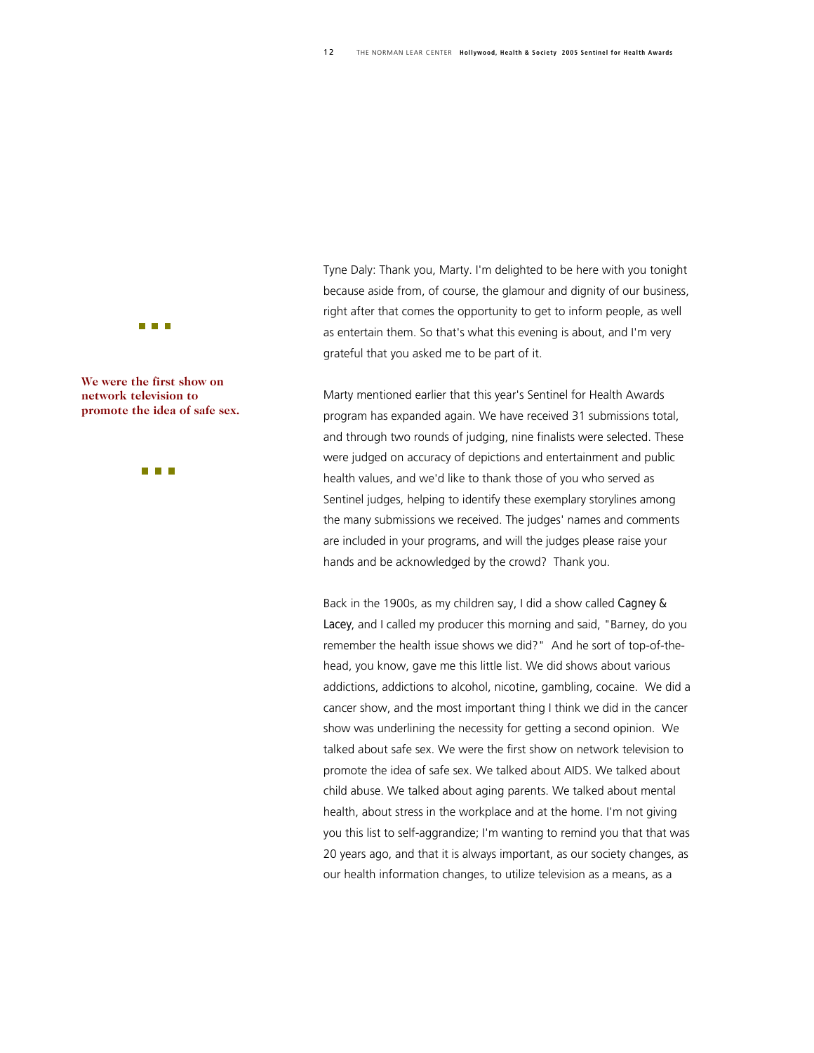■ ■ ■

**We were the first show on network television to promote the idea of safe sex.**

■ ■ ■

Tyne Daly: Thank you, Marty. I'm delighted to be here with you tonight because aside from, of course, the glamour and dignity of our business, right after that comes the opportunity to get to inform people, as well as entertain them. So that's what this evening is about, and I'm very grateful that you asked me to be part of it.

Marty mentioned earlier that this year's Sentinel for Health Awards program has expanded again. We have received 31 submissions total, and through two rounds of judging, nine finalists were selected. These were judged on accuracy of depictions and entertainment and public health values, and we'd like to thank those of you who served as Sentinel judges, helping to identify these exemplary storylines among the many submissions we received. The judges' names and comments are included in your programs, and will the judges please raise your hands and be acknowledged by the crowd? Thank you.

Back in the 1900s, as my children say, I did a show called Cagney & Lacey, and I called my producer this morning and said, "Barney, do you remember the health issue shows we did?" And he sort of top-of-the-head, you know, gave me this little list. We did shows about various addictions, addictions to alcohol, nicotine, gambling, cocaine. We did a cancer show, and the most important thing I think we did in the cancer show was underlining the necessity for getting a second opinion. We talked about safe sex. We were the first show on network television to promote the idea of safe sex. We talked about AIDS. We talked about child abuse. We talked about aging parents. We talked about mental health, about stress in the workplace and at the home. I'm not giving you this list to self-aggrandize; I'm wanting to remind you that that was 20 years ago, and that it is always important, as our society changes, as our health information changes, to utilize television as a means, as a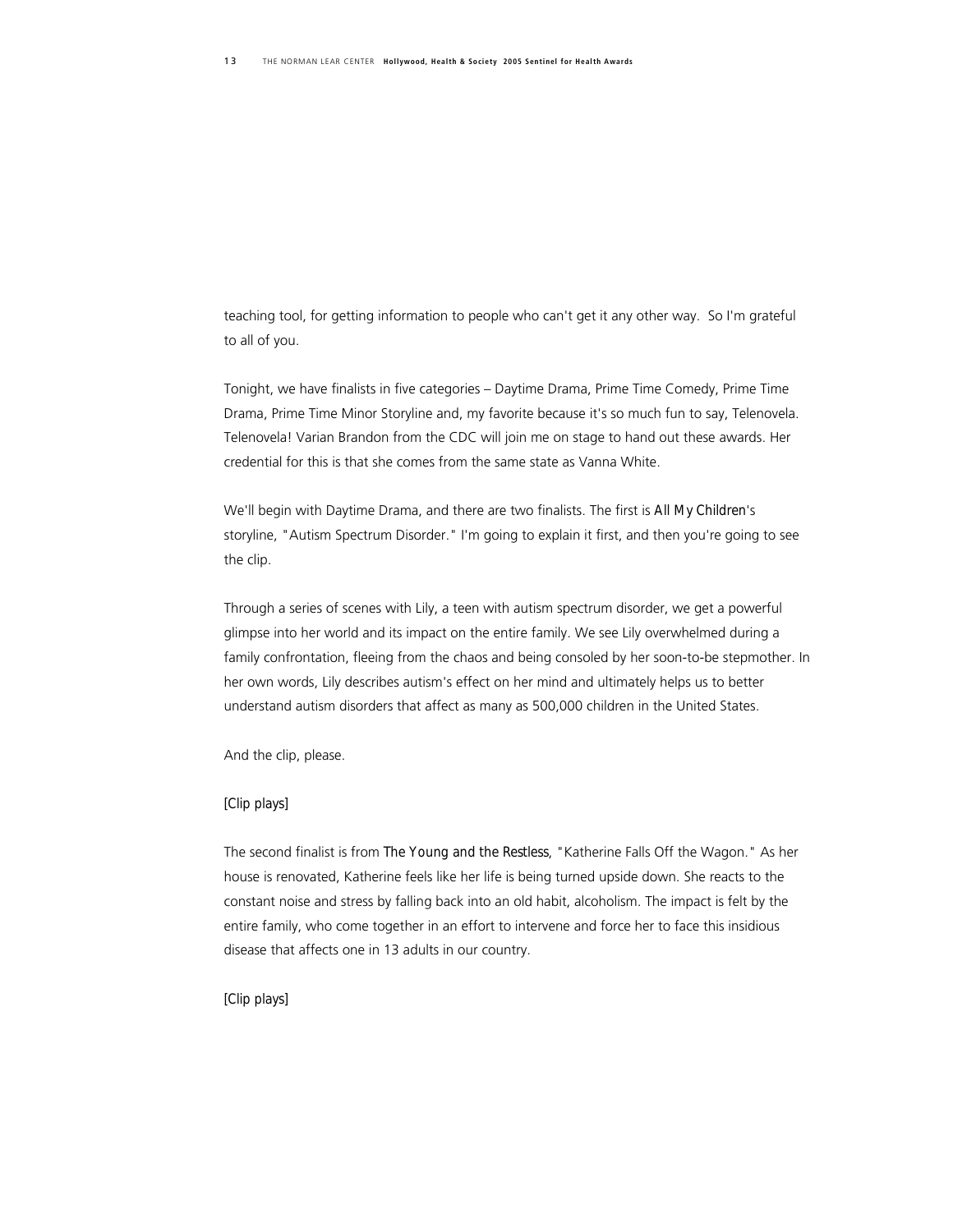teaching tool, for getting information to people who can't get it any other way. So I'm grateful to all of you.

Tonight, we have finalists in five categories – Daytime Drama, Prime Time Comedy, Prime Time Drama, Prime Time Minor Storyline and, my favorite because it's so much fun to say, Telenovela. Telenovela! Varian Brandon from the CDC will join me on stage to hand out these awards. Her credential for this is that she comes from the same state as Vanna White.

We'll begin with Daytime Drama, and there are two finalists. The first is *All My Children*'s storyline, "Autism Spectrum Disorder." I'm going to explain it first, and then you're going to see the clip.

Through a series of scenes with Lily, a teen with autism spectrum disorder, we get a powerful glimpse into her world and its impact on the entire family. We see Lily overwhelmed during a family confrontation, fleeing from the chaos and being consoled by her soon-to-be stepmother. In her own words, Lily describes autism's effect on her mind and ultimately helps us to better understand autism disorders that affect as many as 500,000 children in the United States.

And the clip, please.

[Clip plays]

The second finalist is from *The Young and the Restless*, "Katherine Falls Off the Wagon." As her house is renovated, Katherine feels like her life is being turned upside down. She reacts to the constant noise and stress by falling back into an old habit, alcoholism. The impact is felt by the entire family, who come together in an effort to intervene and force her to face this insidious disease that affects one in 13 adults in our country.

[Clip plays]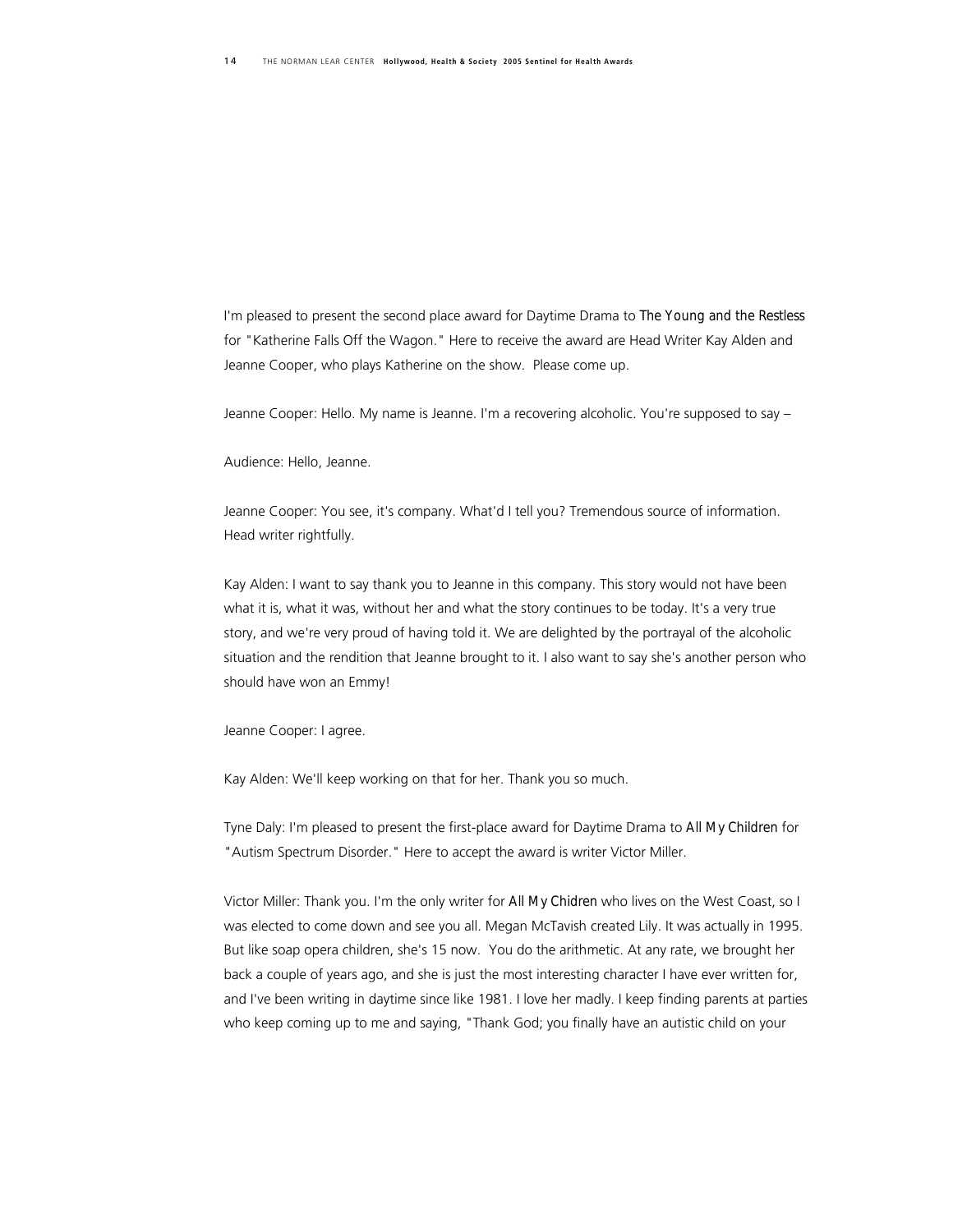I'm pleased to present the second place award for Daytime Drama to *The Young and the Restless* for "Katherine Falls Off the Wagon." Here to receive the award are Head Writer Kay Alden and Jeanne Cooper, who plays Katherine on the show. Please come up.

Jeanne Cooper: Hello. My name is Jeanne. I'm a recovering alcoholic. You're supposed to say –

Audience: Hello, Jeanne.

Jeanne Cooper: You see, it's company. What'd I tell you? Tremendous source of information. Head writer rightfully.

Kay Alden: I want to say thank you to Jeanne in this company. This story would not have been what it is, what it was, without her and what the story continues to be today. It's a very true story, and we're very proud of having told it. We are delighted by the portrayal of the alcoholic situation and the rendition that Jeanne brought to it. I also want to say she's another person who should have won an Emmy!

Jeanne Cooper: I agree.

Kay Alden: We'll keep working on that for her. Thank you so much.

Tyne Daly: I'm pleased to present the first-place award for Daytime Drama to *All My Children* for "Autism Spectrum Disorder." Here to accept the award is writer Victor Miller.

Victor Miller: Thank you. I'm the only writer for *All My Chidren* who lives on the West Coast, so I was elected to come down and see you all. Megan McTavish created Lily. It was actually in 1995. But like soap opera children, she's 15 now. You do the arithmetic. At any rate, we brought her back a couple of years ago, and she is just the most interesting character I have ever written for, and I've been writing in daytime since like 1981. I love her madly. I keep finding parents at parties who keep coming up to me and saying, "Thank God; you finally have an autistic child on your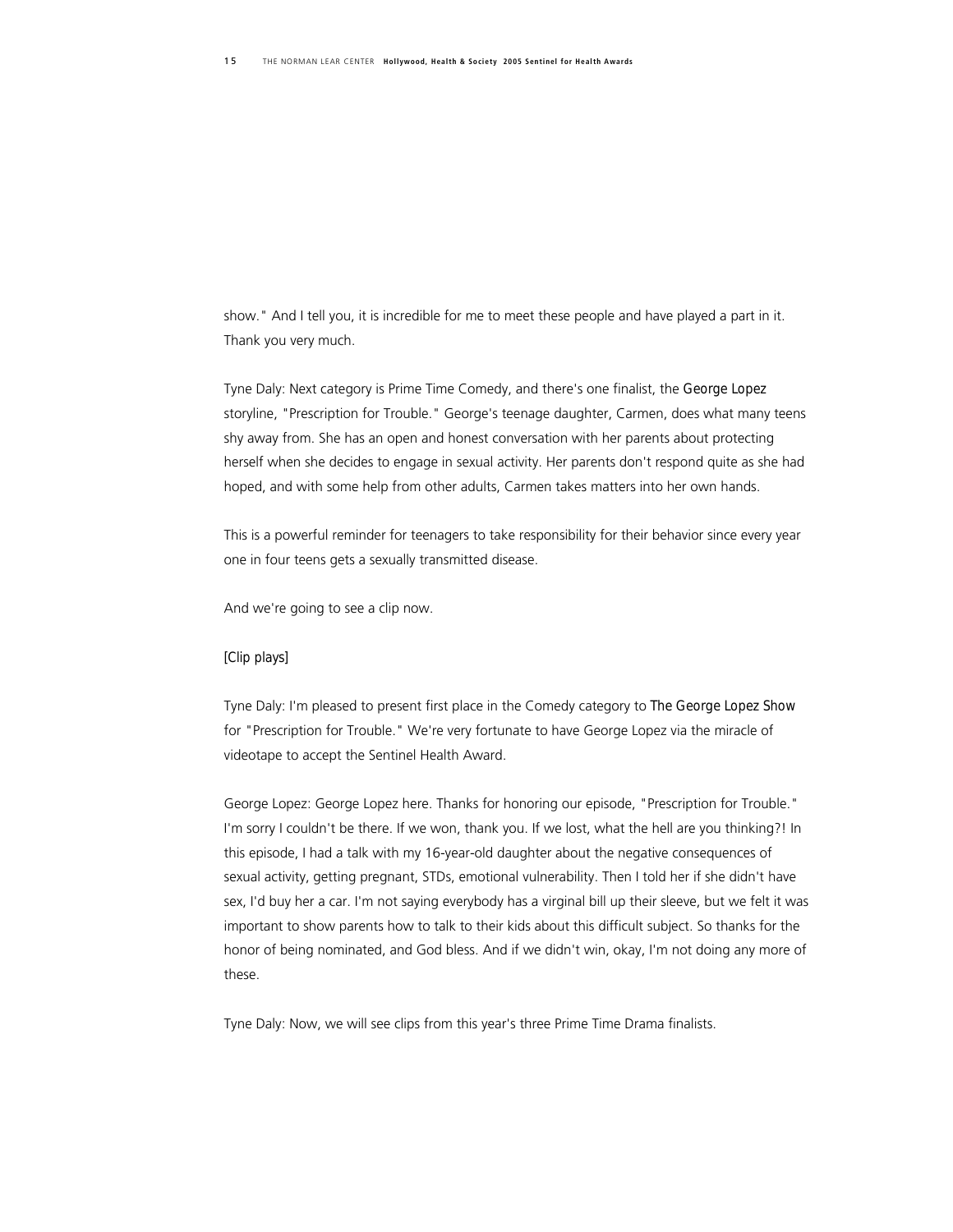show." And I tell you, it is incredible for me to meet these people and have played a part in it. Thank you very much.

Tyne Daly: Next category is Prime Time Comedy, and there's one finalist, the *George Lopez* storyline, "Prescription for Trouble." George's teenage daughter, Carmen, does what many teens shy away from. She has an open and honest conversation with her parents about protecting herself when she decides to engage in sexual activity. Her parents don't respond quite as she had hoped, and with some help from other adults, Carmen takes matters into her own hands.

This is a powerful reminder for teenagers to take responsibility for their behavior since every year one in four teens gets a sexually transmitted disease.

And we're going to see a clip now.

[Clip plays]

Tyne Daly: I'm pleased to present first place in the Comedy category to *The George Lopez Show* for "Prescription for Trouble." We're very fortunate to have George Lopez via the miracle of videotape to accept the Sentinel Health Award.

George Lopez: George Lopez here. Thanks for honoring our episode, "Prescription for Trouble." I'm sorry I couldn't be there. If we won, thank you. If we lost, what the hell are you thinking?! In this episode, I had a talk with my 16-year-old daughter about the negative consequences of sexual activity, getting pregnant, STDs, emotional vulnerability. Then I told her if she didn't have sex, I'd buy her a car. I'm not saying everybody has a virginal bill up their sleeve, but we felt it was important to show parents how to talk to their kids about this difficult subject. So thanks for the honor of being nominated, and God bless. And if we didn't win, okay, I'm not doing any more of these.

Tyne Daly: Now, we will see clips from this year's three Prime Time Drama finalists.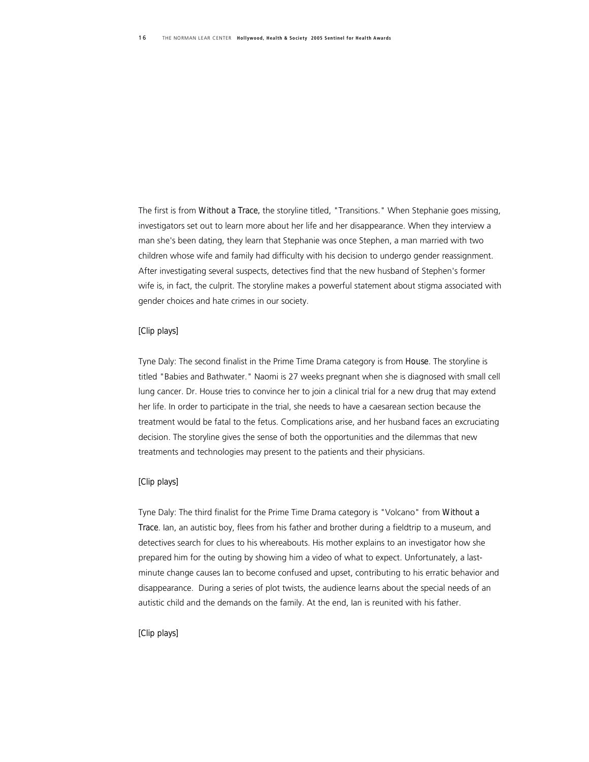The first is from *Without a Trace*, the storyline titled, "Transitions." When Stephanie goes missing, investigators set out to learn more about her life and her disappearance. When they interview a man she's been dating, they learn that Stephanie was once Stephen, a man married with two children whose wife and family had difficulty with his decision to undergo gender reassignment. After investigating several suspects, detectives find that the new husband of Stephen's former wife is, in fact, the culprit. The storyline makes a powerful statement about stigma associated with gender choices and hate crimes in our society.

[Clip plays]

Tyne Daly: The second finalist in the Prime Time Drama category is from *House*. The storyline is titled "Babies and Bathwater." Naomi is 27 weeks pregnant when she is diagnosed with small cell lung cancer. Dr. House tries to convince her to join a clinical trial for a new drug that may extend her life. In order to participate in the trial, she needs to have a caesarean section because the treatment would be fatal to the fetus. Complications arise, and her husband faces an excruciating decision. The storyline gives the sense of both the opportunities and the dilemmas that new treatments and technologies may present to the patients and their physicians.

[Clip plays]

Tyne Daly: The third finalist for the Prime Time Drama category is "Volcano" from *Without a Trace*. Ian, an autistic boy, flees from his father and brother during a fieldtrip to a museum, and detectives search for clues to his whereabouts. His mother explains to an investigator how she prepared him for the outing by showing him a video of what to expect. Unfortunately, a last-minute change causes Ian to become confused and upset, contributing to his erratic behavior and disappearance. During a series of plot twists, the audience learns about the special needs of an autistic child and the demands on the family. At the end, Ian is reunited with his father.

[Clip plays]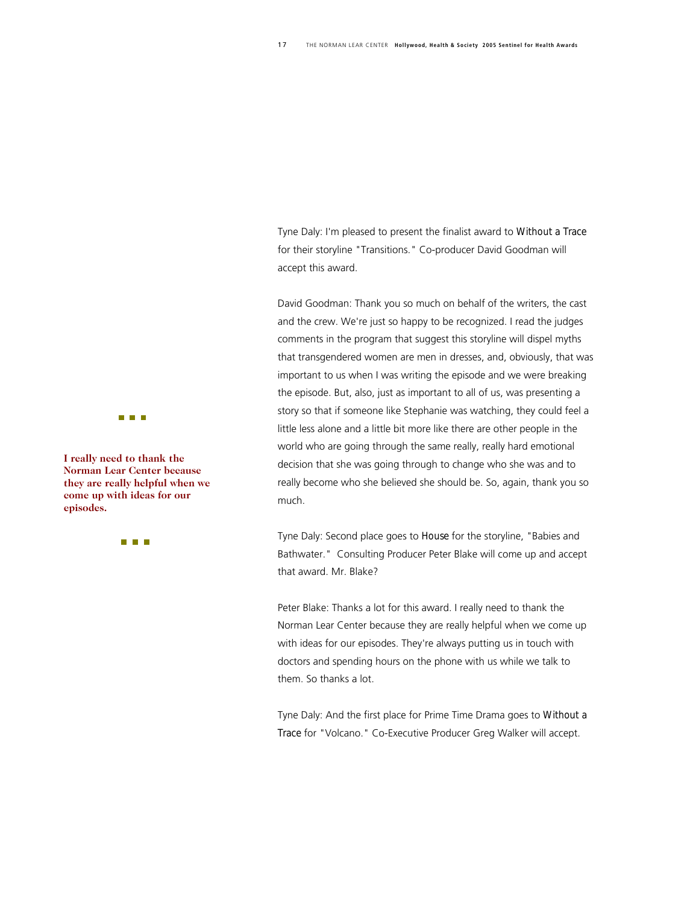Tyne Daly: I'm pleased to present the finalist award to *Without a Trace* for their storyline "Transitions." Co-producer David Goodman will accept this award.

David Goodman: Thank you so much on behalf of the writers, the cast and the crew. We're just so happy to be recognized. I read the judges comments in the program that suggest this storyline will dispel myths that transgendered women are men in dresses, and, obviously, that was important to us when I was writing the episode and we were breaking the episode. But, also, just as important to all of us, was presenting a story so that if someone like Stephanie was watching, they could feel a little less alone and a little bit more like there are other people in the world who are going through the same really, really hard emotional decision that she was going through to change who she was and to really become who she believed she should be. So, again, thank you so much.

**I really need to thank the Norman Lear Center because they are really helpful when we come up with ideas for our episodes.**

Tyne Daly: Second place goes to *House* for the storyline, "Babies and Bathwater." Consulting Producer Peter Blake will come up and accept that award. Mr. Blake?

Peter Blake: Thanks a lot for this award. I really need to thank the Norman Lear Center because they are really helpful when we come up with ideas for our episodes. They're always putting us in touch with doctors and spending hours on the phone with us while we talk to them. So thanks a lot.

Tyne Daly: And the first place for Prime Time Drama goes to *Without a Trace* for "Volcano." Co-Executive Producer Greg Walker will accept.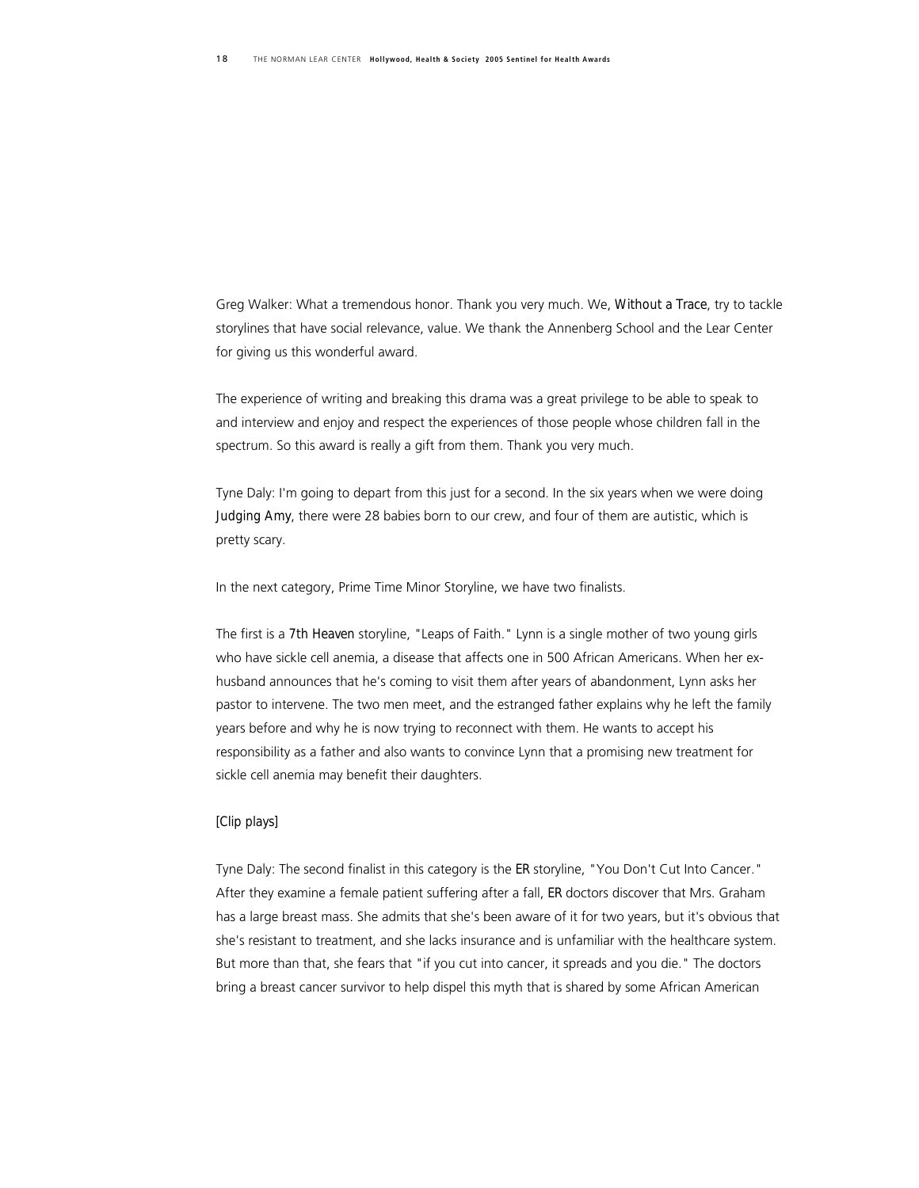Greg Walker: What a tremendous honor. Thank you very much. We, *Without a Trace*, try to tackle storylines that have social relevance, value. We thank the Annenberg School and the Lear Center for giving us this wonderful award.

The experience of writing and breaking this drama was a great privilege to be able to speak to and interview and enjoy and respect the experiences of those people whose children fall in the spectrum. So this award is really a gift from them. Thank you very much.

Tyne Daly: I'm going to depart from this just for a second. In the six years when we were doing *Judging Amy*, there were 28 babies born to our crew, and four of them are autistic, which is pretty scary.

In the next category, Prime Time Minor Storyline, we have two finalists.

The first is a *7th Heaven* storyline, "Leaps of Faith." Lynn is a single mother of two young girls who have sickle cell anemia, a disease that affects one in 500 African Americans. When her ex-husband announces that he's coming to visit them after years of abandonment, Lynn asks her pastor to intervene. The two men meet, and the estranged father explains why he left the family years before and why he is now trying to reconnect with them. He wants to accept his responsibility as a father and also wants to convince Lynn that a promising new treatment for sickle cell anemia may benefit their daughters.

[Clip plays]

Tyne Daly: The second finalist in this category is the *ER* storyline, "You Don't Cut Into Cancer." After they examine a female patient suffering after a fall, *ER* doctors discover that Mrs. Graham has a large breast mass. She admits that she's been aware of it for two years, but it's obvious that she's resistant to treatment, and she lacks insurance and is unfamiliar with the healthcare system. But more than that, she fears that "if you cut into cancer, it spreads and you die." The doctors bring a breast cancer survivor to help dispel this myth that is shared by some African American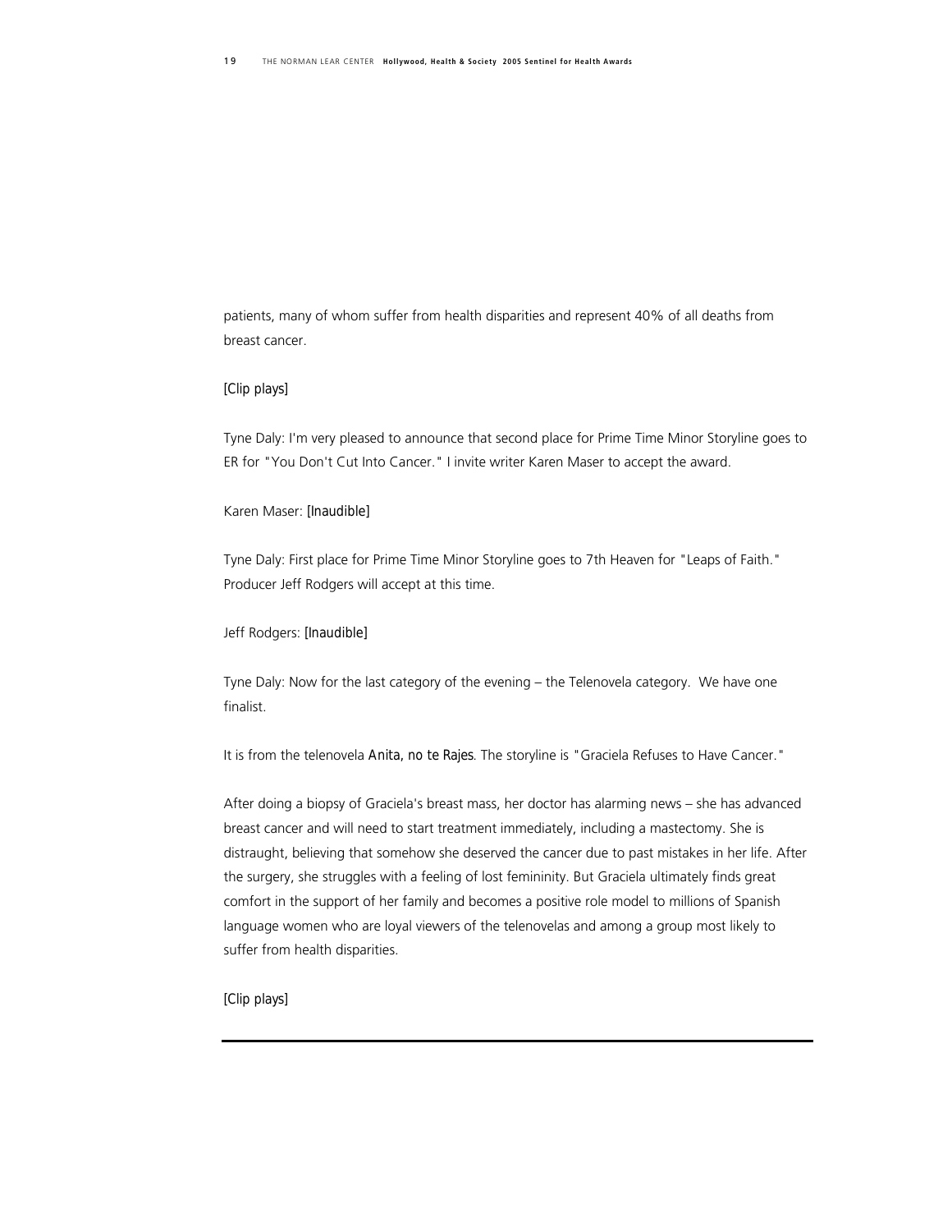patients, many of whom suffer from health disparities and represent 40% of all deaths from breast cancer.

[Clip plays]

Tyne Daly: I'm very pleased to announce that second place for Prime Time Minor Storyline goes to ER for "You Don't Cut Into Cancer." I invite writer Karen Maser to accept the award.

Karen Maser: [Inaudible]

Tyne Daly: First place for Prime Time Minor Storyline goes to 7th Heaven for "Leaps of Faith." Producer Jeff Rodgers will accept at this time.

Jeff Rodgers: [Inaudible]

Tyne Daly: Now for the last category of the evening – the Telenovela category. We have one finalist.

It is from the telenovela Anita, no te Rajes. The storyline is "Graciela Refuses to Have Cancer."

After doing a biopsy of Graciela's breast mass, her doctor has alarming news – she has advanced breast cancer and will need to start treatment immediately, including a mastectomy. She is distraught, believing that somehow she deserved the cancer due to past mistakes in her life. After the surgery, she struggles with a feeling of lost femininity. But Graciela ultimately finds great comfort in the support of her family and becomes a positive role model to millions of Spanish language women who are loyal viewers of the telenovelas and among a group most likely to suffer from health disparities.

[Clip plays]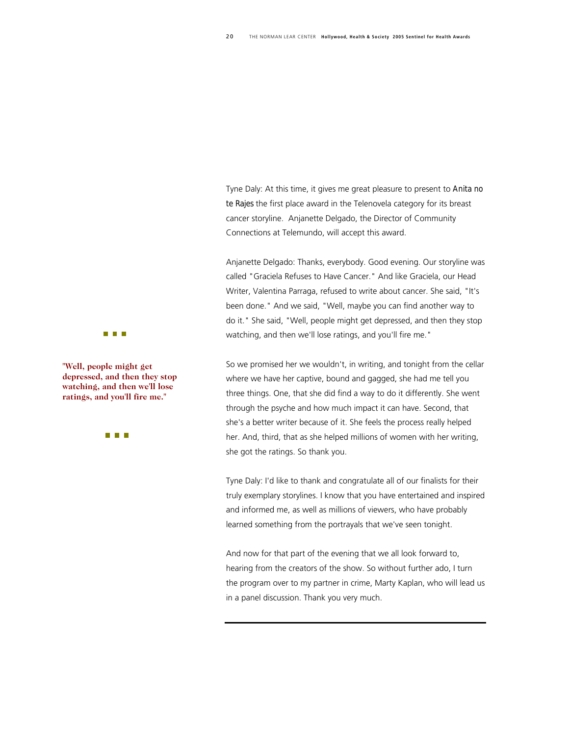Tyne Daly: At this time, it gives me great pleasure to present to Anita no te Rajes the first place award in the Telenovela category for its breast cancer storyline. Anjanette Delgado, the Director of Community Connections at Telemundo, will accept this award.

Anjanette Delgado: Thanks, everybody. Good evening. Our storyline was called "Graciela Refuses to Have Cancer." And like Graciela, our Head Writer, Valentina Parraga, refused to write about cancer. She said, "It's been done." And we said, "Well, maybe you can find another way to do it." She said, "Well, people might get depressed, and then they stop watching, and then we'll lose ratings, and you'll fire me."

**"Well, people might get depressed, and then they stop watching, and then we'll lose ratings, and you'll fire me."**

So we promised her we wouldn't, in writing, and tonight from the cellar where we have her captive, bound and gagged, she had me tell you three things. One, that she did find a way to do it differently. She went through the psyche and how much impact it can have. Second, that she's a better writer because of it. She feels the process really helped her. And, third, that as she helped millions of women with her writing, she got the ratings. So thank you.

Tyne Daly: I'd like to thank and congratulate all of our finalists for their truly exemplary storylines. I know that you have entertained and inspired and informed me, as well as millions of viewers, who have probably learned something from the portrayals that we've seen tonight.

And now for that part of the evening that we all look forward to, hearing from the creators of the show. So without further ado, I turn the program over to my partner in crime, Marty Kaplan, who will lead us in a panel discussion. Thank you very much.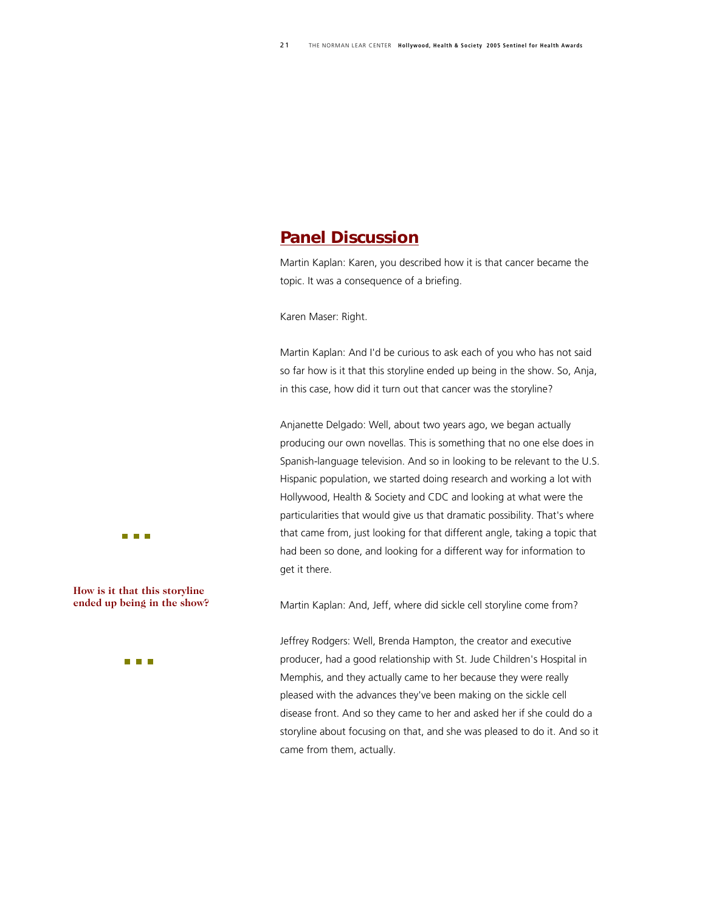## Panel Discussion

Martin Kaplan: Karen, you described how it is that cancer became the topic. It was a consequence of a briefing.

Karen Maser: Right.

Martin Kaplan: And I'd be curious to ask each of you who has not said so far how is it that this storyline ended up being in the show. So, Anja, in this case, how did it turn out that cancer was the storyline?

Anjanette Delgado: Well, about two years ago, we began actually producing our own novellas. This is something that no one else does in Spanish-language television. And so in looking to be relevant to the U.S. Hispanic population, we started doing research and working a lot with Hollywood, Health & Society and CDC and looking at what were the particularities that would give us that dramatic possibility. That's where that came from, just looking for that different angle, taking a topic that had been so done, and looking for a different way for information to get it there.

**How is it that this storyline ended up being in the show?**

Martin Kaplan: And, Jeff, where did sickle cell storyline come from?

Jeffrey Rodgers: Well, Brenda Hampton, the creator and executive producer, had a good relationship with St. Jude Children's Hospital in Memphis, and they actually came to her because they were really pleased with the advances they've been making on the sickle cell disease front. And so they came to her and asked her if she could do a storyline about focusing on that, and she was pleased to do it. And so it came from them, actually.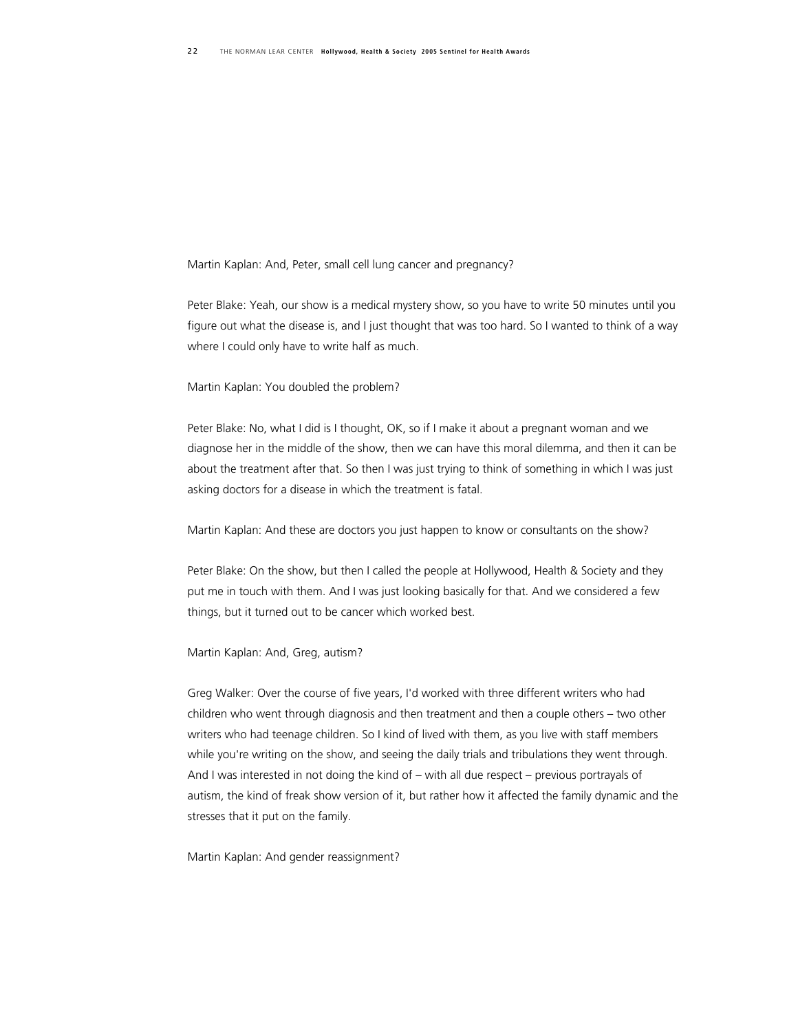Martin Kaplan: And, Peter, small cell lung cancer and pregnancy?

Peter Blake: Yeah, our show is a medical mystery show, so you have to write 50 minutes until you figure out what the disease is, and I just thought that was too hard. So I wanted to think of a way where I could only have to write half as much.

Martin Kaplan: You doubled the problem?

Peter Blake: No, what I did is I thought, OK, so if I make it about a pregnant woman and we diagnose her in the middle of the show, then we can have this moral dilemma, and then it can be about the treatment after that. So then I was just trying to think of something in which I was just asking doctors for a disease in which the treatment is fatal.

Martin Kaplan: And these are doctors you just happen to know or consultants on the show?

Peter Blake: On the show, but then I called the people at Hollywood, Health & Society and they put me in touch with them. And I was just looking basically for that. And we considered a few things, but it turned out to be cancer which worked best.

Martin Kaplan: And, Greg, autism?

Greg Walker: Over the course of five years, I'd worked with three different writers who had children who went through diagnosis and then treatment and then a couple others – two other writers who had teenage children. So I kind of lived with them, as you live with staff members while you're writing on the show, and seeing the daily trials and tribulations they went through. And I was interested in not doing the kind of – with all due respect – previous portrayals of autism, the kind of freak show version of it, but rather how it affected the family dynamic and the stresses that it put on the family.

Martin Kaplan: And gender reassignment?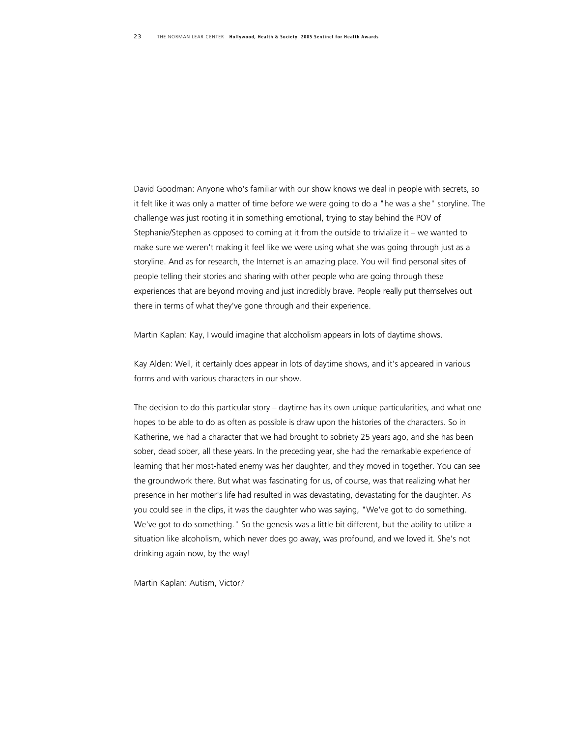David Goodman: Anyone who's familiar with our show knows we deal in people with secrets, so it felt like it was only a matter of time before we were going to do a "he was a she" storyline. The challenge was just rooting it in something emotional, trying to stay behind the POV of Stephanie/Stephen as opposed to coming at it from the outside to trivialize it – we wanted to make sure we weren't making it feel like we were using what she was going through just as a storyline. And as for research, the Internet is an amazing place. You will find personal sites of people telling their stories and sharing with other people who are going through these experiences that are beyond moving and just incredibly brave. People really put themselves out there in terms of what they've gone through and their experience.

Martin Kaplan: Kay, I would imagine that alcoholism appears in lots of daytime shows.

Kay Alden: Well, it certainly does appear in lots of daytime shows, and it's appeared in various forms and with various characters in our show.

The decision to do this particular story – daytime has its own unique particularities, and what one hopes to be able to do as often as possible is draw upon the histories of the characters. So in Katherine, we had a character that we had brought to sobriety 25 years ago, and she has been sober, dead sober, all these years. In the preceding year, she had the remarkable experience of learning that her most-hated enemy was her daughter, and they moved in together. You can see the groundwork there. But what was fascinating for us, of course, was that realizing what her presence in her mother's life had resulted in was devastating, devastating for the daughter. As you could see in the clips, it was the daughter who was saying, "We've got to do something. We've got to do something." So the genesis was a little bit different, but the ability to utilize a situation like alcoholism, which never does go away, was profound, and we loved it. She's not drinking again now, by the way!

Martin Kaplan: Autism, Victor?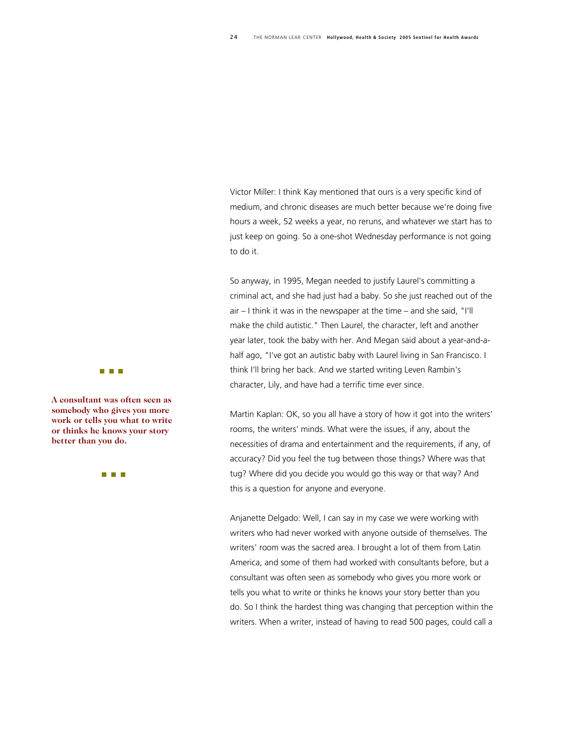Victor Miller: I think Kay mentioned that ours is a very specific kind of medium, and chronic diseases are much better because we're doing five hours a week, 52 weeks a year, no reruns, and whatever we start has to just keep on going. So a one-shot Wednesday performance is not going to do it.

So anyway, in 1995, Megan needed to justify Laurel's committing a criminal act, and she had just had a baby. So she just reached out of the air – I think it was in the newspaper at the time – and she said, "I'll make the child autistic." Then Laurel, the character, left and another year later, took the baby with her. And Megan said about a year-and-a-half ago, "I've got an autistic baby with Laurel living in San Francisco. I think I'll bring her back. And we started writing Leven Rambin's character, Lily, and have had a terrific time ever since.

**A consultant was often seen as somebody who gives you more work or tells you what to write or thinks he knows your story better than you do.**

Martin Kaplan: OK, so you all have a story of how it got into the writers' rooms, the writers' minds. What were the issues, if any, about the necessities of drama and entertainment and the requirements, if any, of accuracy? Did you feel the tug between those things? Where was that tug? Where did you decide you would go this way or that way? And this is a question for anyone and everyone.

Anjanette Delgado: Well, I can say in my case we were working with writers who had never worked with anyone outside of themselves. The writers' room was the sacred area. I brought a lot of them from Latin America, and some of them had worked with consultants before, but a consultant was often seen as somebody who gives you more work or tells you what to write or thinks he knows your story better than you do. So I think the hardest thing was changing that perception within the writers. When a writer, instead of having to read 500 pages, could call a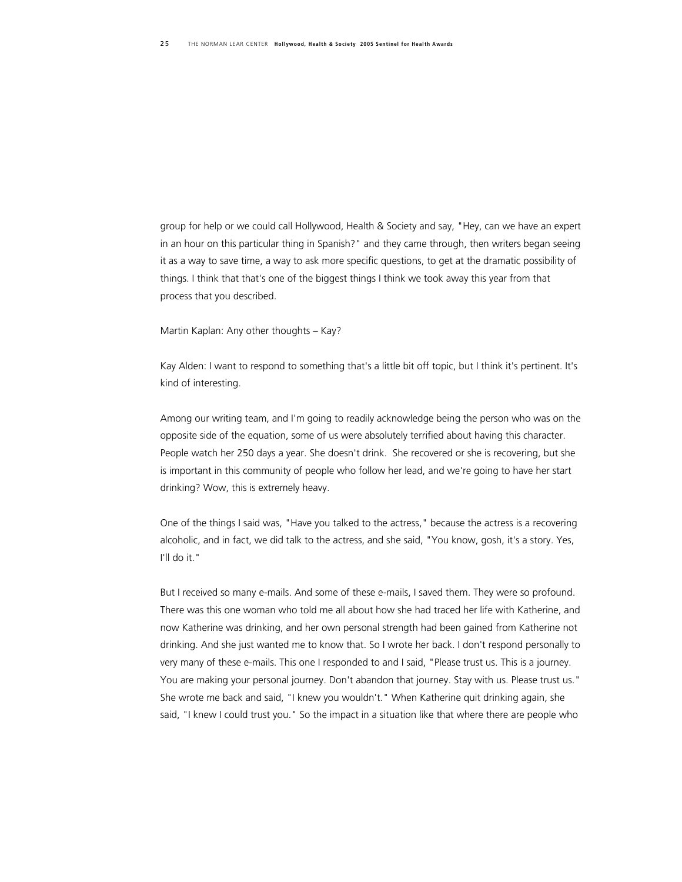group for help or we could call Hollywood, Health & Society and say, "Hey, can we have an expert in an hour on this particular thing in Spanish?" and they came through, then writers began seeing it as a way to save time, a way to ask more specific questions, to get at the dramatic possibility of things. I think that that's one of the biggest things I think we took away this year from that process that you described.

Martin Kaplan: Any other thoughts – Kay?

Kay Alden: I want to respond to something that's a little bit off topic, but I think it's pertinent. It's kind of interesting.

Among our writing team, and I'm going to readily acknowledge being the person who was on the opposite side of the equation, some of us were absolutely terrified about having this character. People watch her 250 days a year. She doesn't drink. She recovered or she is recovering, but she is important in this community of people who follow her lead, and we're going to have her start drinking? Wow, this is extremely heavy.

One of the things I said was, "Have you talked to the actress," because the actress is a recovering alcoholic, and in fact, we did talk to the actress, and she said, "You know, gosh, it's a story. Yes, I'll do it."

But I received so many e-mails. And some of these e-mails, I saved them. They were so profound. There was this one woman who told me all about how she had traced her life with Katherine, and now Katherine was drinking, and her own personal strength had been gained from Katherine not drinking. And she just wanted me to know that. So I wrote her back. I don't respond personally to very many of these e-mails. This one I responded to and I said, "Please trust us. This is a journey. You are making your personal journey. Don't abandon that journey. Stay with us. Please trust us." She wrote me back and said, "I knew you wouldn't." When Katherine quit drinking again, she said, "I knew I could trust you." So the impact in a situation like that where there are people who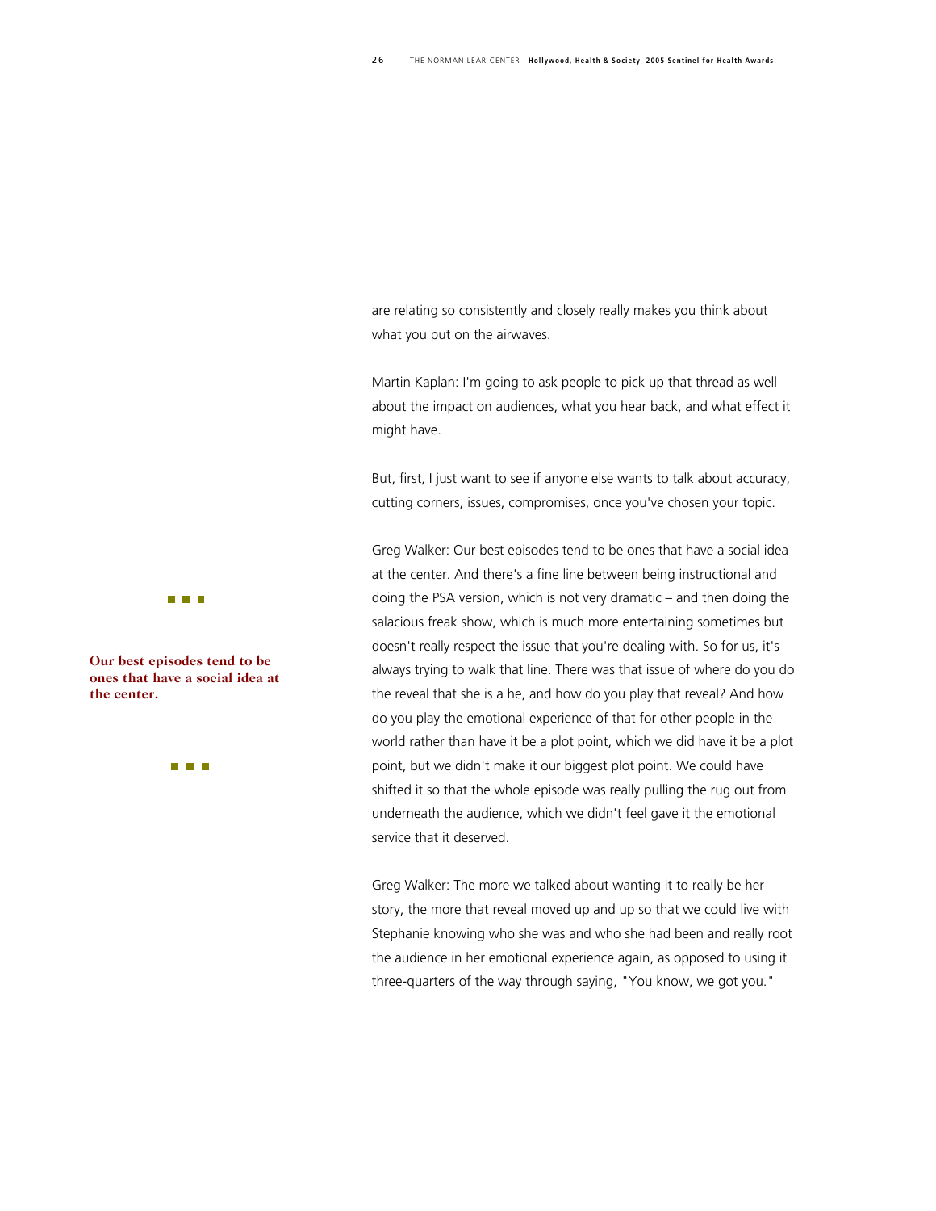are relating so consistently and closely really makes you think about what you put on the airwaves.

Martin Kaplan: I'm going to ask people to pick up that thread as well about the impact on audiences, what you hear back, and what effect it might have.

But, first, I just want to see if anyone else wants to talk about accuracy, cutting corners, issues, compromises, once you've chosen your topic.

Greg Walker: Our best episodes tend to be ones that have a social idea at the center. And there's a fine line between being instructional and doing the PSA version, which is not very dramatic – and then doing the salacious freak show, which is much more entertaining sometimes but doesn't really respect the issue that you're dealing with. So for us, it's always trying to walk that line. There was that issue of where do you do the reveal that she is a he, and how do you play that reveal? And how do you play the emotional experience of that for other people in the world rather than have it be a plot point, which we did have it be a plot point, but we didn't make it our biggest plot point. We could have shifted it so that the whole episode was really pulling the rug out from underneath the audience, which we didn't feel gave it the emotional service that it deserved.

**Our best episodes tend to be ones that have a social idea at the center.**

Greg Walker: The more we talked about wanting it to really be her story, the more that reveal moved up and up so that we could live with Stephanie knowing who she was and who she had been and really root the audience in her emotional experience again, as opposed to using it three-quarters of the way through saying, "You know, we got you."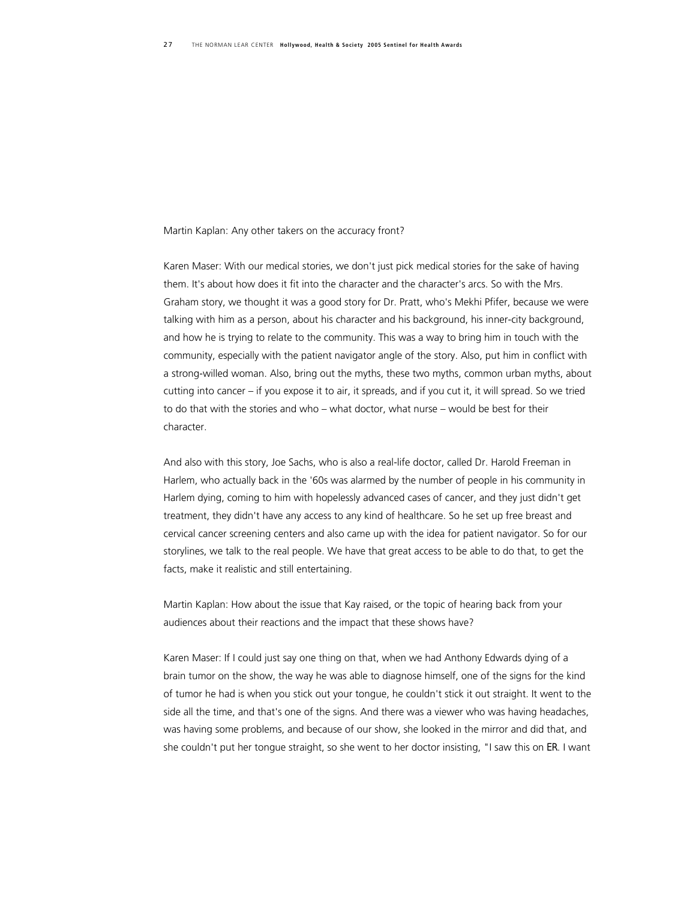Martin Kaplan: Any other takers on the accuracy front?

Karen Maser: With our medical stories, we don't just pick medical stories for the sake of having them. It's about how does it fit into the character and the character's arcs. So with the Mrs. Graham story, we thought it was a good story for Dr. Pratt, who's Mekhi Pfifer, because we were talking with him as a person, about his character and his background, his inner-city background, and how he is trying to relate to the community. This was a way to bring him in touch with the community, especially with the patient navigator angle of the story. Also, put him in conflict with a strong-willed woman. Also, bring out the myths, these two myths, common urban myths, about cutting into cancer – if you expose it to air, it spreads, and if you cut it, it will spread. So we tried to do that with the stories and who – what doctor, what nurse – would be best for their character.

And also with this story, Joe Sachs, who is also a real-life doctor, called Dr. Harold Freeman in Harlem, who actually back in the '60s was alarmed by the number of people in his community in Harlem dying, coming to him with hopelessly advanced cases of cancer, and they just didn't get treatment, they didn't have any access to any kind of healthcare. So he set up free breast and cervical cancer screening centers and also came up with the idea for patient navigator. So for our storylines, we talk to the real people. We have that great access to be able to do that, to get the facts, make it realistic and still entertaining.

Martin Kaplan: How about the issue that Kay raised, or the topic of hearing back from your audiences about their reactions and the impact that these shows have?

Karen Maser: If I could just say one thing on that, when we had Anthony Edwards dying of a brain tumor on the show, the way he was able to diagnose himself, one of the signs for the kind of tumor he had is when you stick out your tongue, he couldn't stick it out straight. It went to the side all the time, and that's one of the signs. And there was a viewer who was having headaches, was having some problems, and because of our show, she looked in the mirror and did that, and she couldn't put her tongue straight, so she went to her doctor insisting, "I saw this on *ER*. I want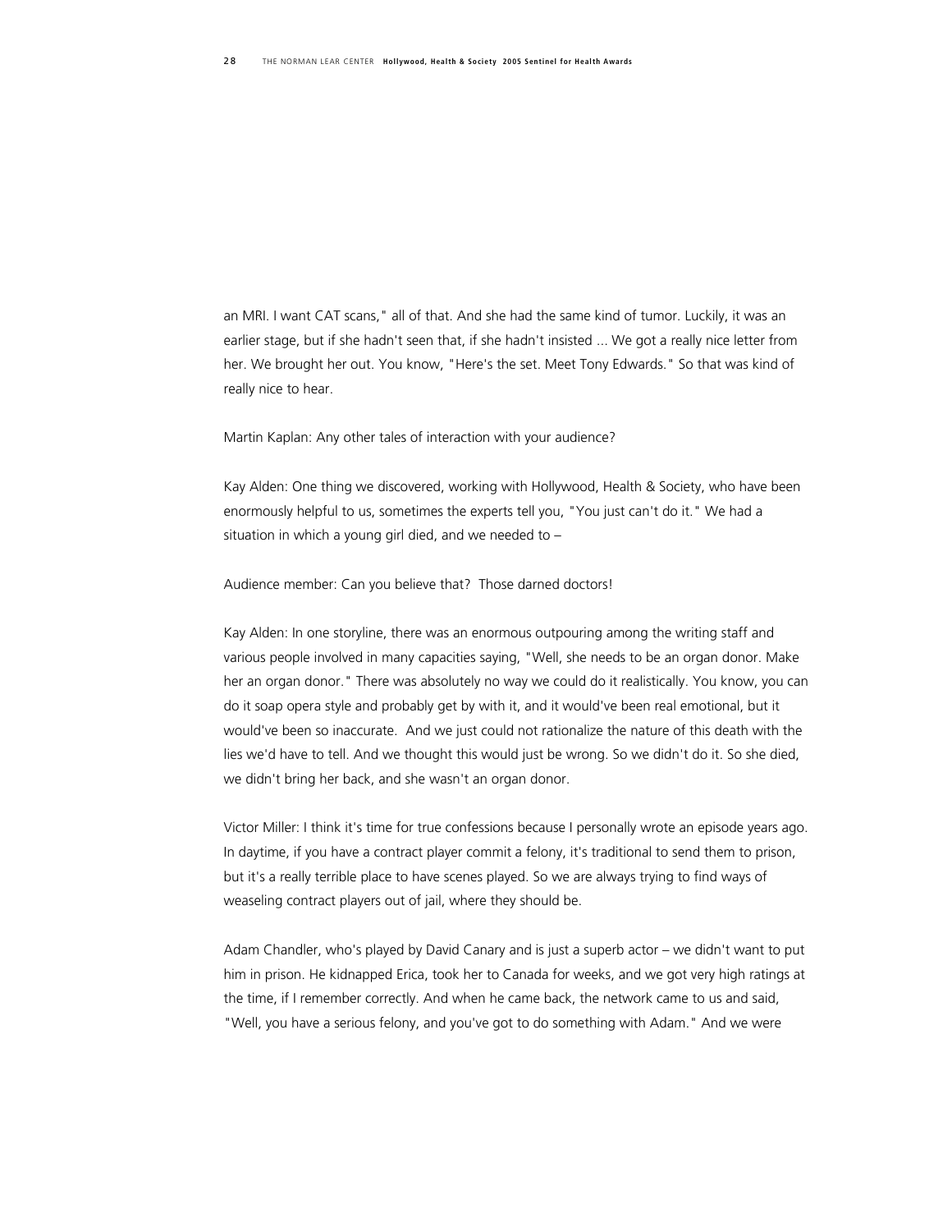an MRI. I want CAT scans," all of that. And she had the same kind of tumor. Luckily, it was an earlier stage, but if she hadn't seen that, if she hadn't insisted ... We got a really nice letter from her. We brought her out. You know, "Here's the set. Meet Tony Edwards." So that was kind of really nice to hear.

Martin Kaplan: Any other tales of interaction with your audience?

Kay Alden: One thing we discovered, working with Hollywood, Health & Society, who have been enormously helpful to us, sometimes the experts tell you, "You just can't do it." We had a situation in which a young girl died, and we needed to –

Audience member: Can you believe that? Those darned doctors!

Kay Alden: In one storyline, there was an enormous outpouring among the writing staff and various people involved in many capacities saying, "Well, she needs to be an organ donor. Make her an organ donor." There was absolutely no way we could do it realistically. You know, you can do it soap opera style and probably get by with it, and it would've been real emotional, but it would've been so inaccurate. And we just could not rationalize the nature of this death with the lies we'd have to tell. And we thought this would just be wrong. So we didn't do it. So she died, we didn't bring her back, and she wasn't an organ donor.

Victor Miller: I think it's time for true confessions because I personally wrote an episode years ago. In daytime, if you have a contract player commit a felony, it's traditional to send them to prison, but it's a really terrible place to have scenes played. So we are always trying to find ways of weaseling contract players out of jail, where they should be.

Adam Chandler, who's played by David Canary and is just a superb actor – we didn't want to put him in prison. He kidnapped Erica, took her to Canada for weeks, and we got very high ratings at the time, if I remember correctly. And when he came back, the network came to us and said, "Well, you have a serious felony, and you've got to do something with Adam." And we were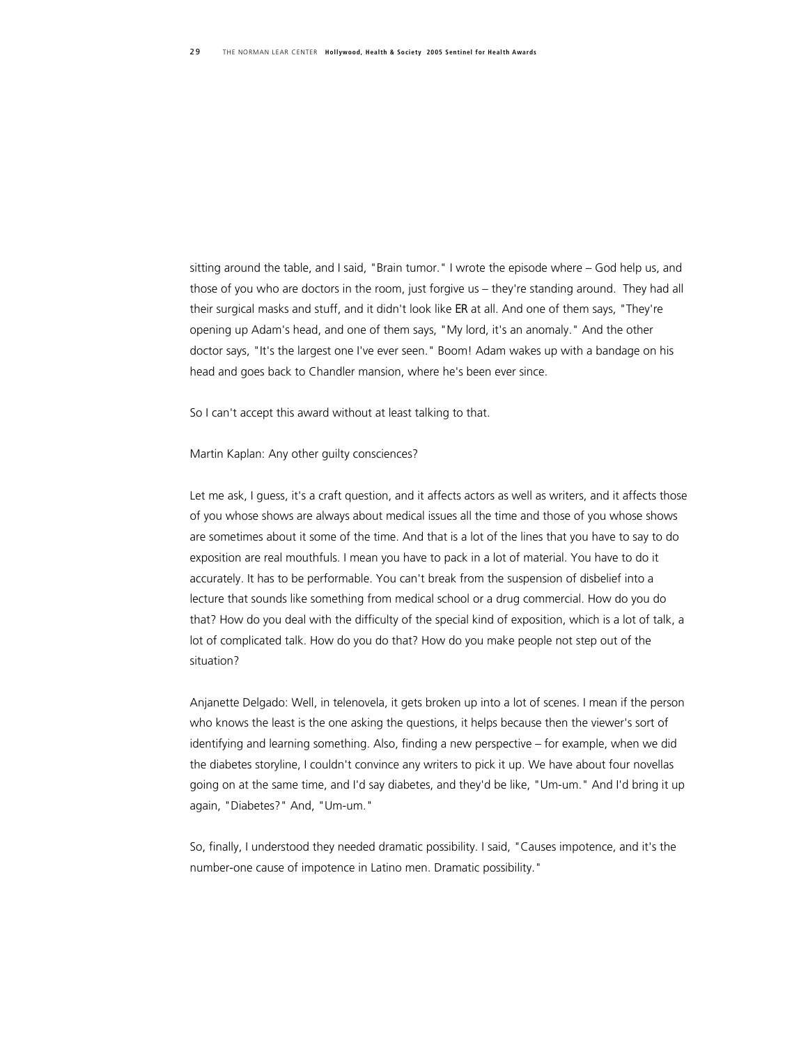sitting around the table, and I said, "Brain tumor." I wrote the episode where – God help us, and those of you who are doctors in the room, just forgive us – they're standing around. They had all their surgical masks and stuff, and it didn't look like ER at all. And one of them says, "They're opening up Adam's head, and one of them says, "My lord, it's an anomaly." And the other doctor says, "It's the largest one I've ever seen." Boom! Adam wakes up with a bandage on his head and goes back to Chandler mansion, where he's been ever since.

So I can't accept this award without at least talking to that.

Martin Kaplan: Any other guilty consciences?

Let me ask, I guess, it's a craft question, and it affects actors as well as writers, and it affects those of you whose shows are always about medical issues all the time and those of you whose shows are sometimes about it some of the time. And that is a lot of the lines that you have to say to do exposition are real mouthfuls. I mean you have to pack in a lot of material. You have to do it accurately. It has to be performable. You can't break from the suspension of disbelief into a lecture that sounds like something from medical school or a drug commercial. How do you do that? How do you deal with the difficulty of the special kind of exposition, which is a lot of talk, a lot of complicated talk. How do you do that? How do you make people not step out of the situation?

Anjanette Delgado: Well, in telenovela, it gets broken up into a lot of scenes. I mean if the person who knows the least is the one asking the questions, it helps because then the viewer's sort of identifying and learning something. Also, finding a new perspective – for example, when we did the diabetes storyline, I couldn't convince any writers to pick it up. We have about four novellas going on at the same time, and I'd say diabetes, and they'd be like, "Um-um." And I'd bring it up again, "Diabetes?" And, "Um-um."

So, finally, I understood they needed dramatic possibility. I said, "Causes impotence, and it's the number-one cause of impotence in Latino men. Dramatic possibility."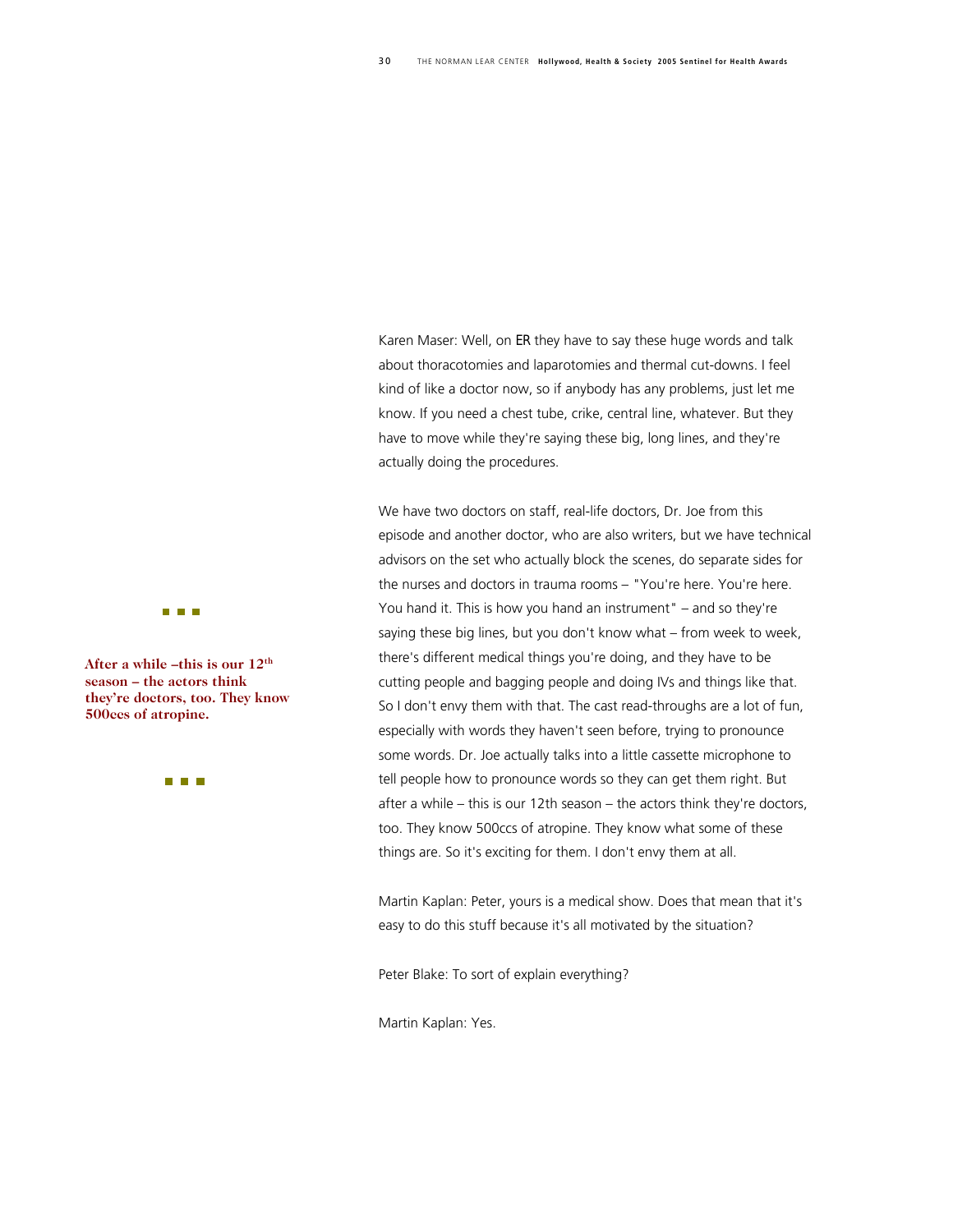Karen Maser: Well, on ER they have to say these huge words and talk about thoracotomies and laparotomies and thermal cut-downs. I feel kind of like a doctor now, so if anybody has any problems, just let me know. If you need a chest tube, crike, central line, whatever. But they have to move while they're saying these big, long lines, and they're actually doing the procedures.

> **After a while –this is our 12th season – the actors think they're doctors, too. They know 500ccs of atropine.**

We have two doctors on staff, real-life doctors, Dr. Joe from this episode and another doctor, who are also writers, but we have technical advisors on the set who actually block the scenes, do separate sides for the nurses and doctors in trauma rooms – "You're here. You're here. You hand it. This is how you hand an instrument" – and so they're saying these big lines, but you don't know what – from week to week, there's different medical things you're doing, and they have to be cutting people and bagging people and doing IVs and things like that. So I don't envy them with that. The cast read-throughs are a lot of fun, especially with words they haven't seen before, trying to pronounce some words. Dr. Joe actually talks into a little cassette microphone to tell people how to pronounce words so they can get them right. But after a while – this is our 12th season – the actors think they're doctors, too. They know 500ccs of atropine. They know what some of these things are. So it's exciting for them. I don't envy them at all.

Martin Kaplan: Peter, yours is a medical show. Does that mean that it's easy to do this stuff because it's all motivated by the situation?

Peter Blake: To sort of explain everything?

Martin Kaplan: Yes.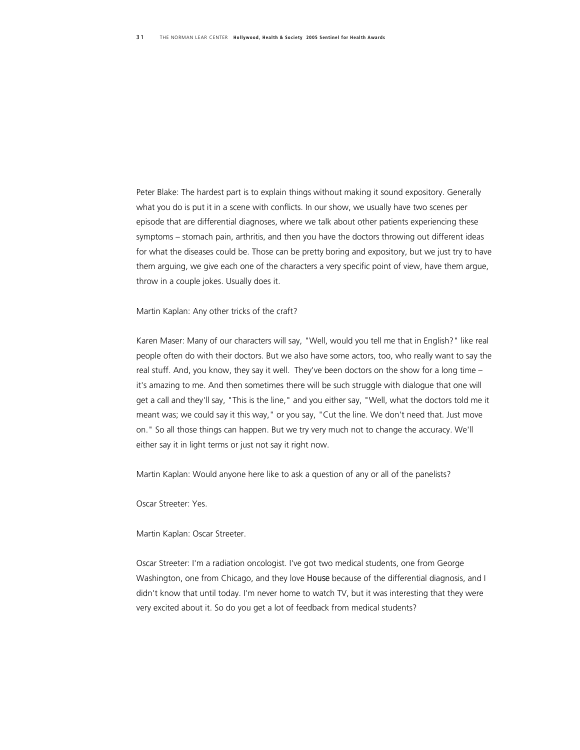Peter Blake: The hardest part is to explain things without making it sound expository. Generally what you do is put it in a scene with conflicts. In our show, we usually have two scenes per episode that are differential diagnoses, where we talk about other patients experiencing these symptoms – stomach pain, arthritis, and then you have the doctors throwing out different ideas for what the diseases could be. Those can be pretty boring and expository, but we just try to have them arguing, we give each one of the characters a very specific point of view, have them argue, throw in a couple jokes. Usually does it.

Martin Kaplan: Any other tricks of the craft?

Karen Maser: Many of our characters will say, "Well, would you tell me that in English?" like real people often do with their doctors. But we also have some actors, too, who really want to say the real stuff. And, you know, they say it well. They've been doctors on the show for a long time – it's amazing to me. And then sometimes there will be such struggle with dialogue that one will get a call and they'll say, "This is the line," and you either say, "Well, what the doctors told me it meant was; we could say it this way," or you say, "Cut the line. We don't need that. Just move on." So all those things can happen. But we try very much not to change the accuracy. We'll either say it in light terms or just not say it right now.

Martin Kaplan: Would anyone here like to ask a question of any or all of the panelists?

Oscar Streeter: Yes.

Martin Kaplan: Oscar Streeter.

Oscar Streeter: I'm a radiation oncologist. I've got two medical students, one from George Washington, one from Chicago, and they love *House* because of the differential diagnosis, and I didn't know that until today. I'm never home to watch TV, but it was interesting that they were very excited about it. So do you get a lot of feedback from medical students?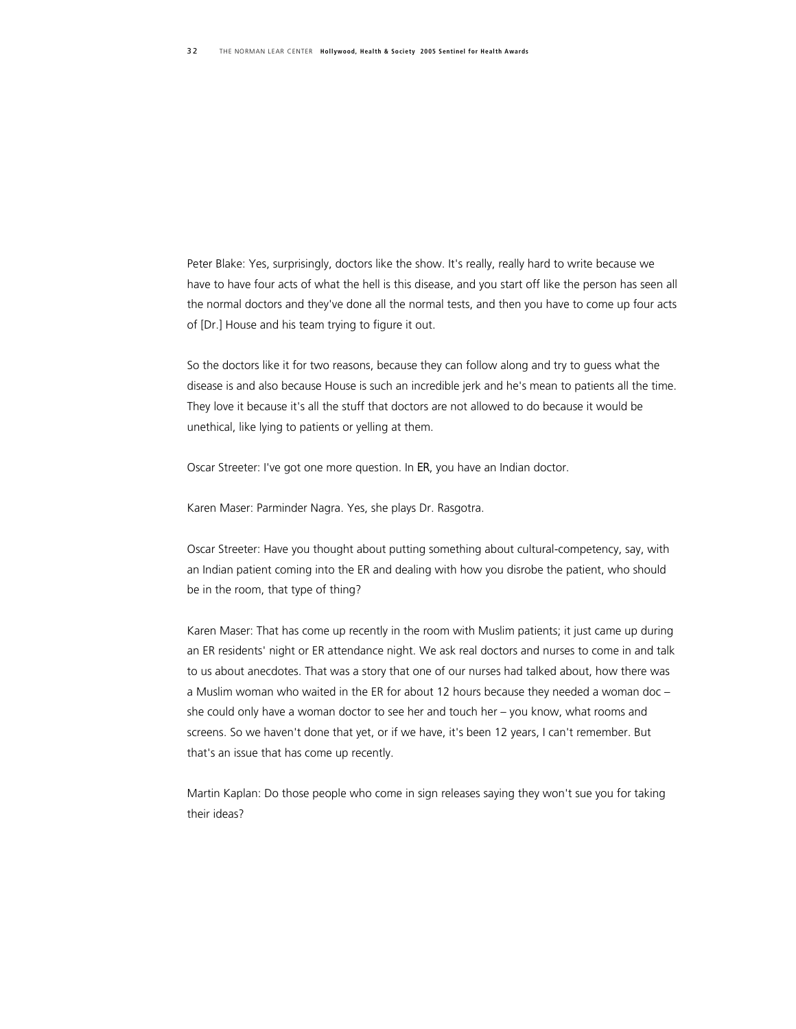Peter Blake: Yes, surprisingly, doctors like the show. It's really, really hard to write because we have to have four acts of what the hell is this disease, and you start off like the person has seen all the normal doctors and they've done all the normal tests, and then you have to come up four acts of [Dr.] House and his team trying to figure it out.

So the doctors like it for two reasons, because they can follow along and try to guess what the disease is and also because House is such an incredible jerk and he's mean to patients all the time. They love it because it's all the stuff that doctors are not allowed to do because it would be unethical, like lying to patients or yelling at them.

Oscar Streeter: I've got one more question. In *ER*, you have an Indian doctor.

Karen Maser: Parminder Nagra. Yes, she plays Dr. Rasgotra.

Oscar Streeter: Have you thought about putting something about cultural-competency, say, with an Indian patient coming into the ER and dealing with how you disrobe the patient, who should be in the room, that type of thing?

Karen Maser: That has come up recently in the room with Muslim patients; it just came up during an ER residents' night or ER attendance night. We ask real doctors and nurses to come in and talk to us about anecdotes. That was a story that one of our nurses had talked about, how there was a Muslim woman who waited in the ER for about 12 hours because they needed a woman doc – she could only have a woman doctor to see her and touch her – you know, what rooms and screens. So we haven't done that yet, or if we have, it's been 12 years, I can't remember. But that's an issue that has come up recently.

Martin Kaplan: Do those people who come in sign releases saying they won't sue you for taking their ideas?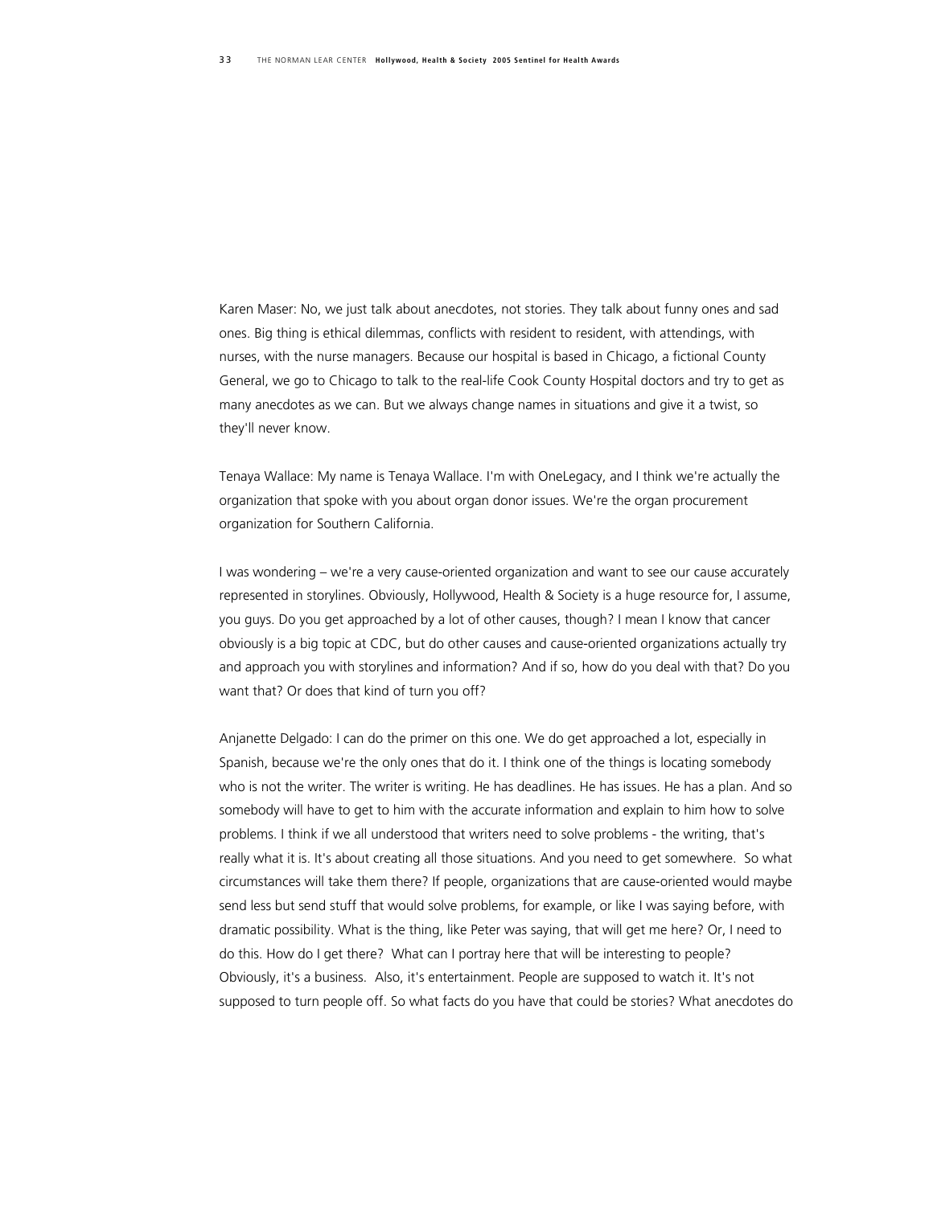Karen Maser: No, we just talk about anecdotes, not stories. They talk about funny ones and sad ones. Big thing is ethical dilemmas, conflicts with resident to resident, with attendings, with nurses, with the nurse managers. Because our hospital is based in Chicago, a fictional County General, we go to Chicago to talk to the real-life Cook County Hospital doctors and try to get as many anecdotes as we can. But we always change names in situations and give it a twist, so they'll never know.

Tenaya Wallace: My name is Tenaya Wallace. I'm with OneLegacy, and I think we're actually the organization that spoke with you about organ donor issues. We're the organ procurement organization for Southern California.

I was wondering – we're a very cause-oriented organization and want to see our cause accurately represented in storylines. Obviously, Hollywood, Health & Society is a huge resource for, I assume, you guys. Do you get approached by a lot of other causes, though? I mean I know that cancer obviously is a big topic at CDC, but do other causes and cause-oriented organizations actually try and approach you with storylines and information? And if so, how do you deal with that? Do you want that? Or does that kind of turn you off?

Anjanette Delgado: I can do the primer on this one. We do get approached a lot, especially in Spanish, because we're the only ones that do it. I think one of the things is locating somebody who is not the writer. The writer is writing. He has deadlines. He has issues. He has a plan. And so somebody will have to get to him with the accurate information and explain to him how to solve problems. I think if we all understood that writers need to solve problems - the writing, that's really what it is. It's about creating all those situations. And you need to get somewhere. So what circumstances will take them there? If people, organizations that are cause-oriented would maybe send less but send stuff that would solve problems, for example, or like I was saying before, with dramatic possibility. What is the thing, like Peter was saying, that will get me here? Or, I need to do this. How do I get there? What can I portray here that will be interesting to people? Obviously, it's a business. Also, it's entertainment. People are supposed to watch it. It's not supposed to turn people off. So what facts do you have that could be stories? What anecdotes do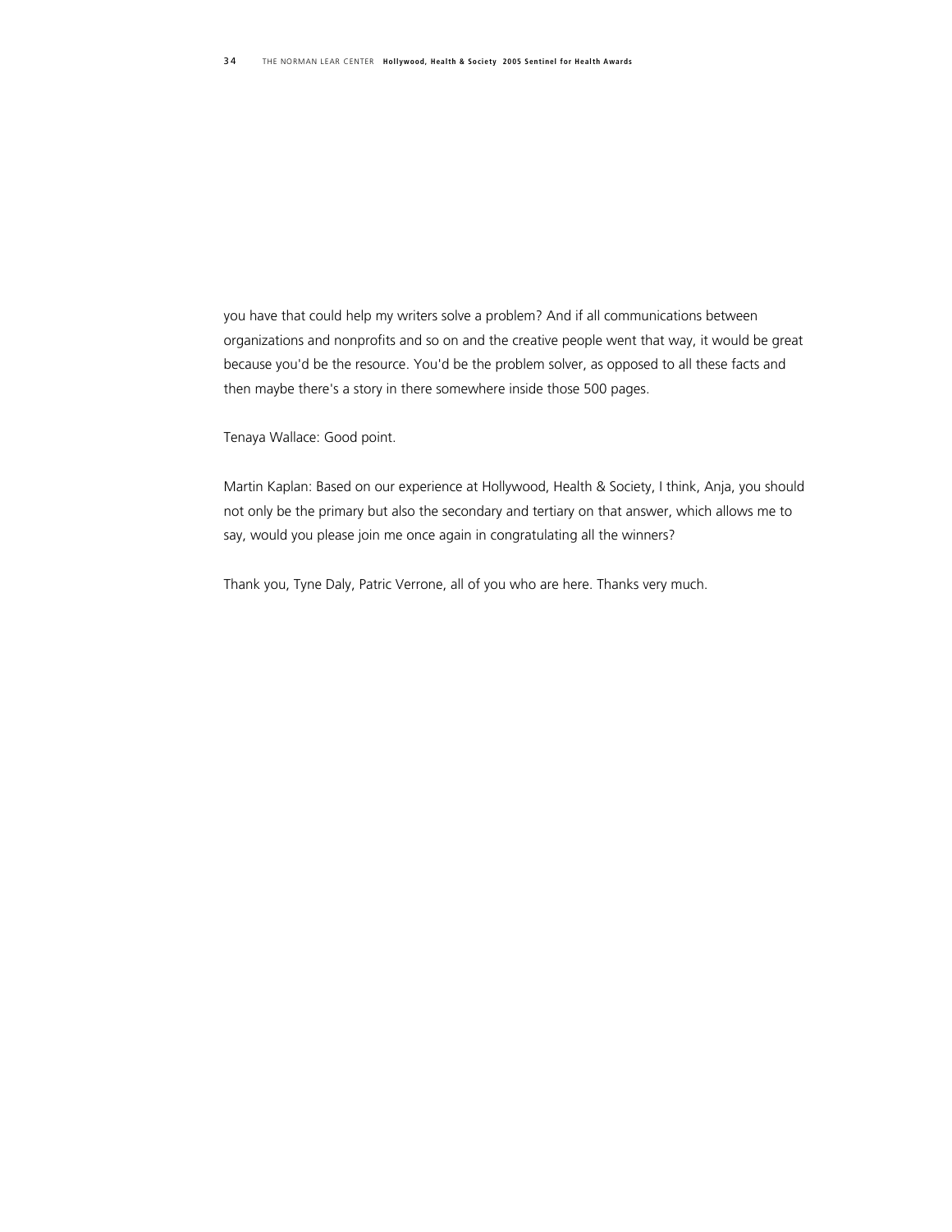you have that could help my writers solve a problem? And if all communications between organizations and nonprofits and so on and the creative people went that way, it would be great because you'd be the resource. You'd be the problem solver, as opposed to all these facts and then maybe there's a story in there somewhere inside those 500 pages.

Tenaya Wallace: Good point.

Martin Kaplan: Based on our experience at Hollywood, Health & Society, I think, Anja, you should not only be the primary but also the secondary and tertiary on that answer, which allows me to say, would you please join me once again in congratulating all the winners?

Thank you, Tyne Daly, Patric Verrone, all of you who are here. Thanks very much.